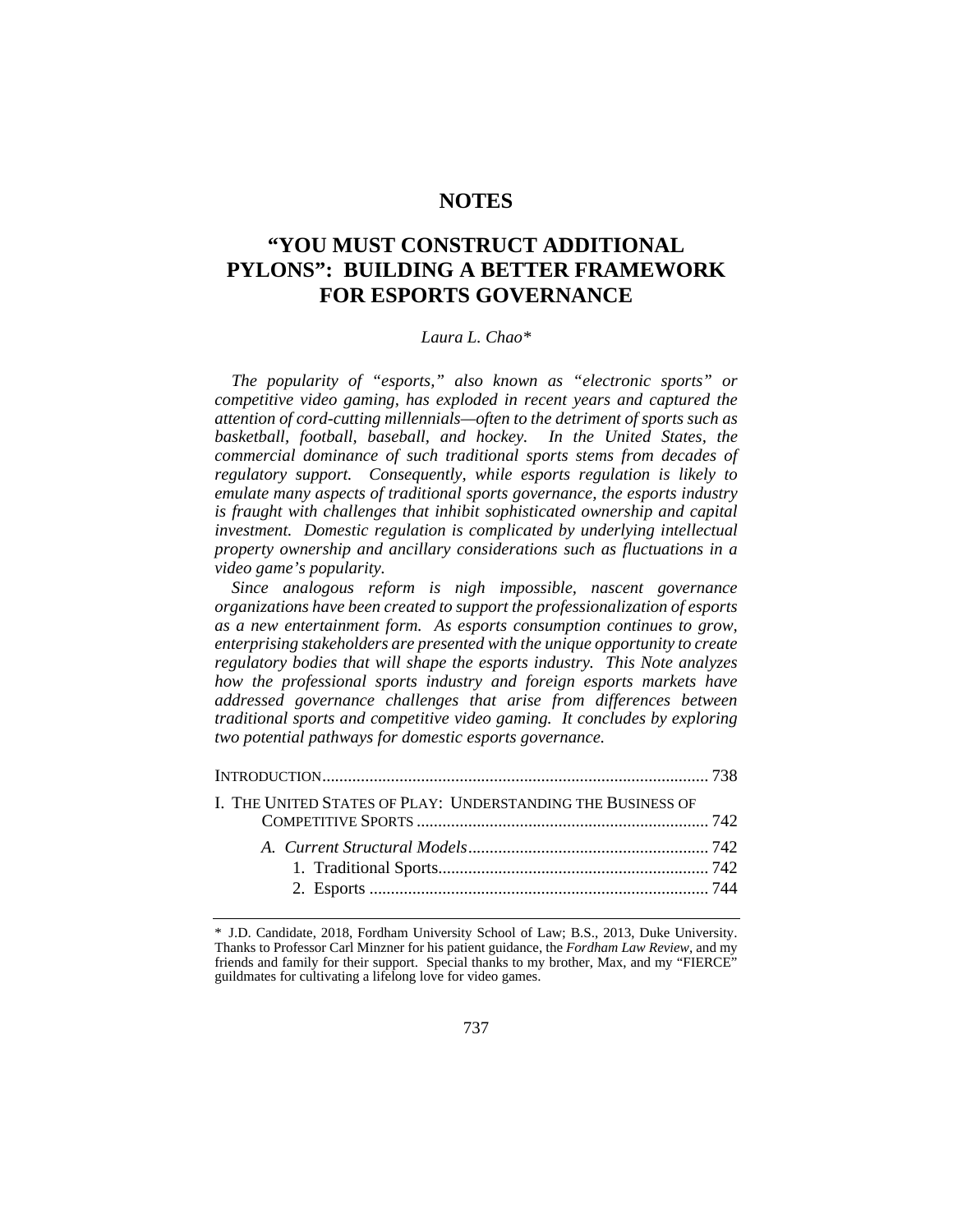# NOTES

# "YOU MUST CONSTRUCT ADDITIONAL PYLONS": BUILDING A BETTER FRAMEWORK FOR ESPORTS GOVERNANCE

*Laura L. Chao\**

*The popularity of "esports," also known as "electronic sports" or competitive video gaming, has exploded in recent years and captured the attention of cord-cutting millennials—often to the detriment of sports such as basketball, football, baseball, and hockey. In the United States, the commercial dominance of such traditional sports stems from decades of regulatory support. Consequently, while esports regulation is likely to emulate many aspects of traditional sports governance, the esports industry is fraught with challenges that inhibit sophisticated ownership and capital investment. Domestic regulation is complicated by underlying intellectual property ownership and ancillary considerations such as fluctuations in a video game's popularity.*

*Since analogous reform is nigh impossible, nascent governance organizations have been created to support the professionalization of esports as a new entertainment form. As esports consumption continues to grow, enterprising stakeholders are presented with the unique opportunity to create regulatory bodies that will shape the esports industry. This Note analyzes how the professional sports industry and foreign esports markets have addressed governance challenges that arise from differences between traditional sports and competitive video gaming. It concludes by exploring two potential pathways for domestic esports governance.*

INTRODUCTION .......................................................................................... 738

I. THE UNITED STATES OF PLAY: UNDERSTANDING THE BUSINESS OF COMPETITIVE SPORTS .................................................................... 742

*A. Current Structural Models* ........................................................ 742

1. Traditional Sports ............................................................... 742
2. Esports ................................................................................ 744

---

\* J.D. Candidate, 2018, Fordham University School of Law; B.S., 2013, Duke University. Thanks to Professor Carl Minzner for his patient guidance, the *Fordham Law Review*, and my friends and family for their support. Special thanks to my brother, Max, and my "FIERCE" guildmates for cultivating a lifelong love for video games.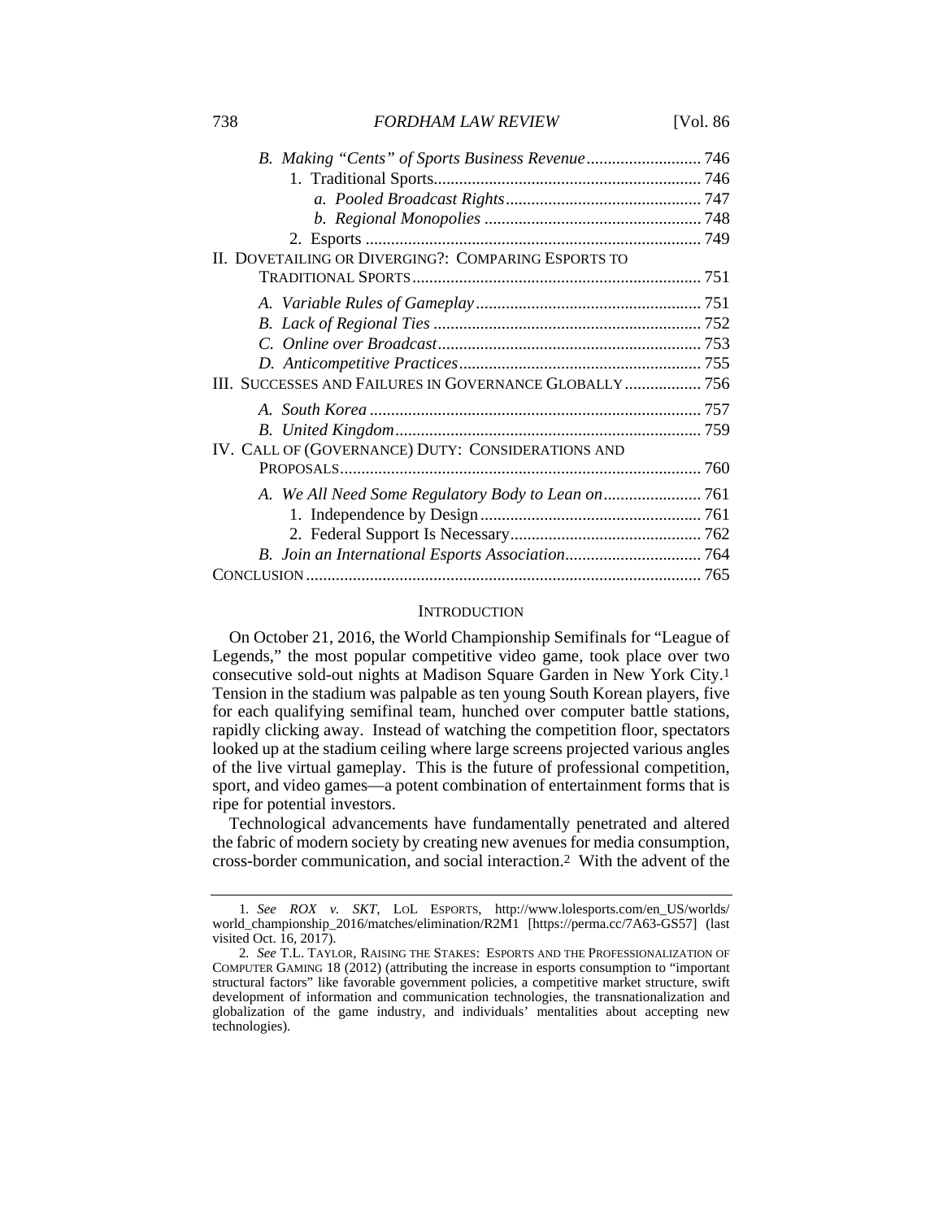*B. Making "Cents" of Sports Business Revenue* .......................... 746
1. Traditional Sports .............................................................. 746
*a. Pooled Broadcast Rights* ............................................. 747
*b. Regional Monopolies* .................................................. 748
2. Esports .............................................................................. 749

II. Dovetailing or Diverging?: Comparing Esports to Traditional Sports ................................................................... 751
*A. Variable Rules of Gameplay* .................................................... 751
*B. Lack of Regional Ties* .............................................................. 752
*C. Online over Broadcast* ............................................................. 753
*D. Anticompetitive Practices* ........................................................ 755

III. Successes and Failures in Governance Globally .................. 756
*A. South Korea* ............................................................................. 757
*B. United Kingdom* ....................................................................... 759

IV. Call of (Governance) Duty: Considerations and Proposals ................................................................................... 760
*A. We All Need Some Regulatory Body to Lean on* ...................... 761
1. Independence by Design ................................................... 761
2. Federal Support Is Necessary ............................................ 762
*B. Join an International Esports Association* ................................ 764

Conclusion ............................................................................................ 765

## Introduction

On October 21, 2016, the World Championship Semifinals for "League of Legends," the most popular competitive video game, took place over two consecutive sold-out nights at Madison Square Garden in New York City.[1] Tension in the stadium was palpable as ten young South Korean players, five for each qualifying semifinal team, hunched over computer battle stations, rapidly clicking away. Instead of watching the competition floor, spectators looked up at the stadium ceiling where large screens projected various angles of the live virtual gameplay. This is the future of professional competition, sport, and video games—a potent combination of entertainment forms that is ripe for potential investors.

Technological advancements have fundamentally penetrated and altered the fabric of modern society by creating new avenues for media consumption, cross-border communication, and social interaction.[2] With the advent of the

---

1. *See ROX v. SKT*, LoL Esports, http://www.lolesports.com/en_US/worlds/world_championship_2016/matches/elimination/R2M1 [https://perma.cc/7A63-GS57] (last visited Oct. 16, 2017).

2. *See* T.L. Taylor, Raising the Stakes: Esports and the Professionalization of Computer Gaming 18 (2012) (attributing the increase in esports consumption to "important structural factors" like favorable government policies, a competitive market structure, swift development of information and communication technologies, the transnationalization and globalization of the game industry, and individuals' mentalities about accepting new technologies).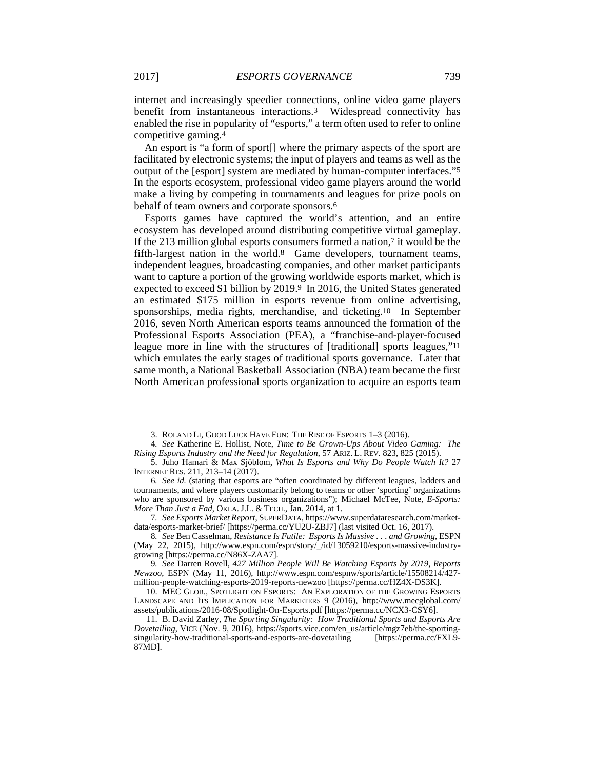internet and increasingly speedier connections, online video game players benefit from instantaneous interactions.[3] Widespread connectivity has enabled the rise in popularity of "esports," a term often used to refer to online competitive gaming.[4]

An esport is "a form of sport[] where the primary aspects of the sport are facilitated by electronic systems; the input of players and teams as well as the output of the [esport] system are mediated by human-computer interfaces."[5] In the esports ecosystem, professional video game players around the world make a living by competing in tournaments and leagues for prize pools on behalf of team owners and corporate sponsors.[6]

Esports games have captured the world's attention, and an entire ecosystem has developed around distributing competitive virtual gameplay. If the 213 million global esports consumers formed a nation,[7] it would be the fifth-largest nation in the world.[8] Game developers, tournament teams, independent leagues, broadcasting companies, and other market participants want to capture a portion of the growing worldwide esports market, which is expected to exceed $1 billion by 2019.[9] In 2016, the United States generated an estimated $175 million in esports revenue from online advertising, sponsorships, media rights, merchandise, and ticketing.[10] In September 2016, seven North American esports teams announced the formation of the Professional Esports Association (PEA), a "franchise-and-player-focused league more in line with the structures of [traditional] sports leagues,"[11] which emulates the early stages of traditional sports governance. Later that same month, a National Basketball Association (NBA) team became the first North American professional sports organization to acquire an esports team

---

3. ROLAND LI, GOOD LUCK HAVE FUN: THE RISE OF ESPORTS 1–3 (2016).

4. *See* Katherine E. Hollist, Note, *Time to Be Grown-Ups About Video Gaming: The Rising Esports Industry and the Need for Regulation*, 57 ARIZ. L. REV. 823, 825 (2015).

5. Juho Hamari & Max Sjöblom, *What Is Esports and Why Do People Watch It?* 27 INTERNET RES. 211, 213–14 (2017).

6. *See id.* (stating that esports are "often coordinated by different leagues, ladders and tournaments, and where players customarily belong to teams or other 'sporting' organizations who are sponsored by various business organizations"); Michael McTee, Note, *E-Sports: More Than Just a Fad*, OKLA. J.L. & TECH., Jan. 2014, at 1.

7. *See Esports Market Report*, SUPERDATA, https://www.superdataresearch.com/market-data/esports-market-brief/ [https://perma.cc/YU2U-ZBJ7] (last visited Oct. 16, 2017).

8. *See* Ben Casselman, *Resistance Is Futile: Esports Is Massive . . . and Growing*, ESPN (May 22, 2015), http://www.espn.com/espn/story/_/id/13059210/esports-massive-industry-growing [https://perma.cc/N86X-ZAA7].

9. *See* Darren Rovell, *427 Million People Will Be Watching Esports by 2019, Reports Newzoo*, ESPN (May 11, 2016), http://www.espn.com/espnw/sports/article/15508214/427-million-people-watching-esports-2019-reports-newzoo [https://perma.cc/HZ4X-DS3K].

10. MEC GLOB., SPOTLIGHT ON ESPORTS: AN EXPLORATION OF THE GROWING ESPORTS LANDSCAPE AND ITS IMPLICATION FOR MARKETERS 9 (2016), http://www.mecglobal.com/assets/publications/2016-08/Spotlight-On-Esports.pdf [https://perma.cc/NCX3-CSY6].

11. B. David Zarley, *The Sporting Singularity: How Traditional Sports and Esports Are Dovetailing*, VICE (Nov. 9, 2016), https://sports.vice.com/en_us/article/mgz7eb/the-sporting-singularity-how-traditional-sports-and-esports-are-dovetailing [https://perma.cc/FXL9-87MD].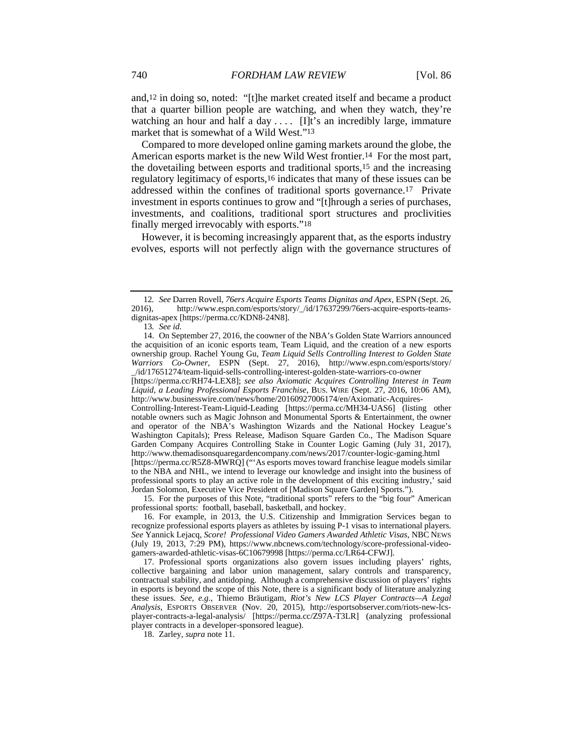and,[12] in doing so, noted: "[t]he market created itself and became a product that a quarter billion people are watching, and when they watch, they're watching an hour and half a day . . . . [I]t's an incredibly large, immature market that is somewhat of a Wild West."[13]

Compared to more developed online gaming markets around the globe, the American esports market is the new Wild West frontier.[14] For the most part, the dovetailing between esports and traditional sports,[15] and the increasing regulatory legitimacy of esports,[16] indicates that many of these issues can be addressed within the confines of traditional sports governance.[17] Private investment in esports continues to grow and "[t]hrough a series of purchases, investments, and coalitions, traditional sport structures and proclivities finally merged irrevocably with esports."[18]

However, it is becoming increasingly apparent that, as the esports industry evolves, esports will not perfectly align with the governance structures of

---

12. *See* Darren Rovell, *76ers Acquire Esports Teams Dignitas and Apex*, ESPN (Sept. 26, 2016), http://www.espn.com/esports/story/_/id/17637299/76ers-acquire-esports-teams-dignitas-apex [https://perma.cc/KDN8-24N8].

13. *See id.*

14. On September 27, 2016, the coowner of the NBA's Golden State Warriors announced the acquisition of an iconic esports team, Team Liquid, and the creation of a new esports ownership group. Rachel Young Gu, *Team Liquid Sells Controlling Interest to Golden State Warriors Co-Owner*, ESPN (Sept. 27, 2016), http://www.espn.com/esports/story/_/id/17651274/team-liquid-sells-controlling-interest-golden-state-warriors-co-owner [https://perma.cc/RH74-LEX8]; *see also Axiomatic Acquires Controlling Interest in Team Liquid, a Leading Professional Esports Franchise*, BUS. WIRE (Sept. 27, 2016, 10:06 AM), http://www.businesswire.com/news/home/20160927006174/en/Axiomatic-Acquires-Controlling-Interest-Team-Liquid-Leading [https://perma.cc/MH34-UAS6] (listing other notable owners such as Magic Johnson and Monumental Sports & Entertainment, the owner and operator of the NBA's Washington Wizards and the National Hockey League's Washington Capitals); Press Release, Madison Square Garden Co., The Madison Square Garden Company Acquires Controlling Stake in Counter Logic Gaming (July 31, 2017), http://www.themadisonsquaregardencompany.com/news/2017/counter-logic-gaming.html [https://perma.cc/R5Z8-MWRQ] ("'As esports moves toward franchise league models similar to the NBA and NHL, we intend to leverage our knowledge and insight into the business of professional sports to play an active role in the development of this exciting industry,' said Jordan Solomon, Executive Vice President of [Madison Square Garden] Sports.").

15. For the purposes of this Note, "traditional sports" refers to the "big four" American professional sports: football, baseball, basketball, and hockey.

16. For example, in 2013, the U.S. Citizenship and Immigration Services began to recognize professional esports players as athletes by issuing P-1 visas to international players. *See* Yannick Lejacq, *Score! Professional Video Gamers Awarded Athletic Visas*, NBC NEWS (July 19, 2013, 7:29 PM), https://www.nbcnews.com/technology/score-professional-video-gamers-awarded-athletic-visas-6C10679998 [https://perma.cc/LR64-CFWJ].

17. Professional sports organizations also govern issues including players' rights, collective bargaining and labor union management, salary controls and transparency, contractual stability, and antidoping. Although a comprehensive discussion of players' rights in esports is beyond the scope of this Note, there is a significant body of literature analyzing these issues. *See, e.g.*, Thiemo Bräutigam, *Riot's New LCS Player Contracts—A Legal Analysis*, ESPORTS OBSERVER (Nov. 20, 2015), http://esportsobserver.com/riots-new-lcs-player-contracts-a-legal-analysis/ [https://perma.cc/Z97A-T3LR] (analyzing professional player contracts in a developer-sponsored league).

18. Zarley, *supra* note 11.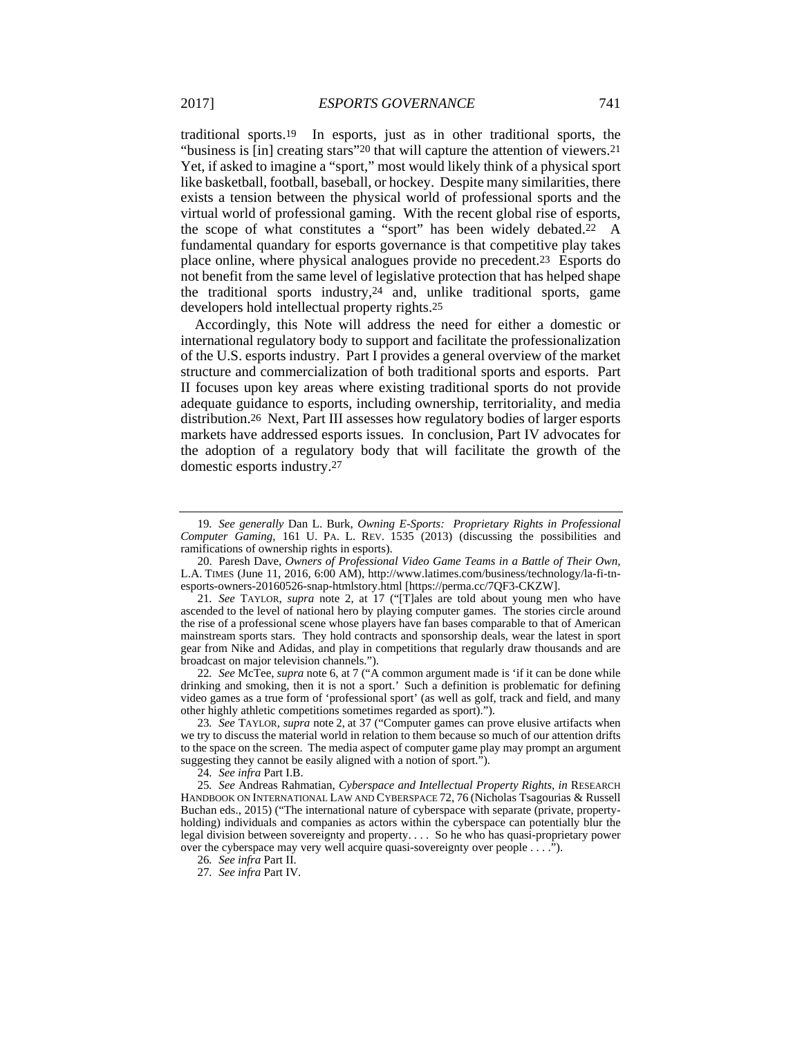traditional sports.[19] In esports, just as in other traditional sports, the "business is [in] creating stars"[20] that will capture the attention of viewers.[21] Yet, if asked to imagine a "sport," most would likely think of a physical sport like basketball, football, baseball, or hockey. Despite many similarities, there exists a tension between the physical world of professional sports and the virtual world of professional gaming. With the recent global rise of esports, the scope of what constitutes a "sport" has been widely debated.[22] A fundamental quandary for esports governance is that competitive play takes place online, where physical analogues provide no precedent.[23] Esports do not benefit from the same level of legislative protection that has helped shape the traditional sports industry,[24] and, unlike traditional sports, game developers hold intellectual property rights.[25]

Accordingly, this Note will address the need for either a domestic or international regulatory body to support and facilitate the professionalization of the U.S. esports industry. Part I provides a general overview of the market structure and commercialization of both traditional sports and esports. Part II focuses upon key areas where existing traditional sports do not provide adequate guidance to esports, including ownership, territoriality, and media distribution.[26] Next, Part III assesses how regulatory bodies of larger esports markets have addressed esports issues. In conclusion, Part IV advocates for the adoption of a regulatory body that will facilitate the growth of the domestic esports industry.[27]

---

19. *See generally* Dan L. Burk, *Owning E-Sports: Proprietary Rights in Professional Computer Gaming*, 161 U. PA. L. REV. 1535 (2013) (discussing the possibilities and ramifications of ownership rights in esports).

20. Paresh Dave, *Owners of Professional Video Game Teams in a Battle of Their Own*, L.A. TIMES (June 11, 2016, 6:00 AM), http://www.latimes.com/business/technology/la-fi-tn-esports-owners-20160526-snap-htmlstory.html [https://perma.cc/7QF3-CKZW].

21. *See* TAYLOR, *supra* note 2, at 17 ("[T]ales are told about young men who have ascended to the level of national hero by playing computer games. The stories circle around the rise of a professional scene whose players have fan bases comparable to that of American mainstream sports stars. They hold contracts and sponsorship deals, wear the latest in sport gear from Nike and Adidas, and play in competitions that regularly draw thousands and are broadcast on major television channels.").

22. *See* McTee, *supra* note 6, at 7 ("A common argument made is 'if it can be done while drinking and smoking, then it is not a sport.' Such a definition is problematic for defining video games as a true form of 'professional sport' (as well as golf, track and field, and many other highly athletic competitions sometimes regarded as sport).").

23. *See* TAYLOR, *supra* note 2, at 37 ("Computer games can prove elusive artifacts when we try to discuss the material world in relation to them because so much of our attention drifts to the space on the screen. The media aspect of computer game play may prompt an argument suggesting they cannot be easily aligned with a notion of sport.").

24. *See infra* Part I.B.

25. *See* Andreas Rahmatian, *Cyberspace and Intellectual Property Rights*, *in* RESEARCH HANDBOOK ON INTERNATIONAL LAW AND CYBERSPACE 72, 76 (Nicholas Tsagourias & Russell Buchan eds., 2015) ("The international nature of cyberspace with separate (private, property-holding) individuals and companies as actors within the cyberspace can potentially blur the legal division between sovereignty and property. . . . So he who has quasi-proprietary power over the cyberspace may very well acquire quasi-sovereignty over people . . . .").

26. *See infra* Part II.

27. *See infra* Part IV.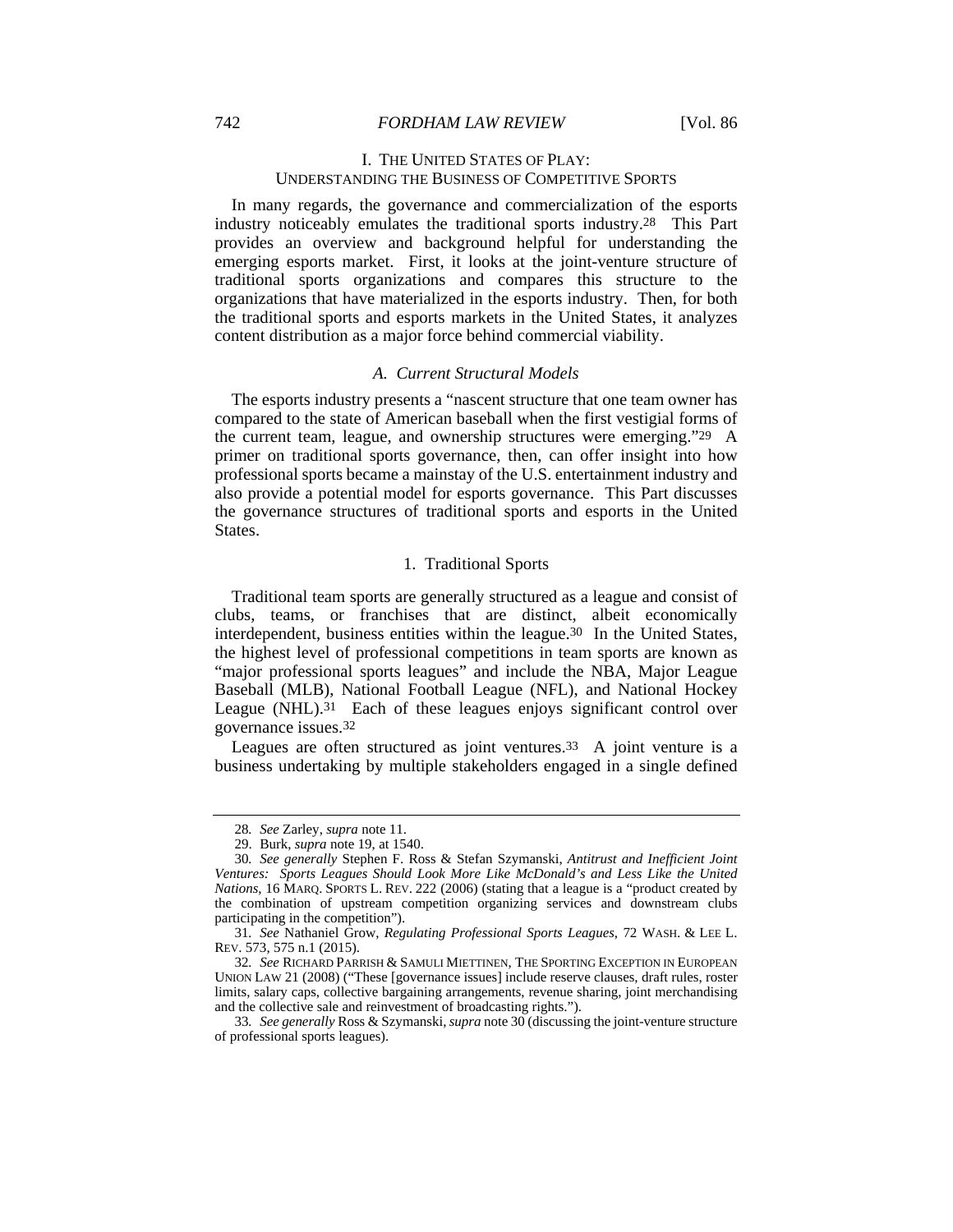## I. THE UNITED STATES OF PLAY: UNDERSTANDING THE BUSINESS OF COMPETITIVE SPORTS

In many regards, the governance and commercialization of the esports industry noticeably emulates the traditional sports industry.[28] This Part provides an overview and background helpful for understanding the emerging esports market. First, it looks at the joint-venture structure of traditional sports organizations and compares this structure to the organizations that have materialized in the esports industry. Then, for both the traditional sports and esports markets in the United States, it analyzes content distribution as a major force behind commercial viability.

### *A. Current Structural Models*

The esports industry presents a "nascent structure that one team owner has compared to the state of American baseball when the first vestigial forms of the current team, league, and ownership structures were emerging."[29] A primer on traditional sports governance, then, can offer insight into how professional sports became a mainstay of the U.S. entertainment industry and also provide a potential model for esports governance. This Part discusses the governance structures of traditional sports and esports in the United States.

#### 1. Traditional Sports

Traditional team sports are generally structured as a league and consist of clubs, teams, or franchises that are distinct, albeit economically interdependent, business entities within the league.[30] In the United States, the highest level of professional competitions in team sports are known as "major professional sports leagues" and include the NBA, Major League Baseball (MLB), National Football League (NFL), and National Hockey League (NHL).[31] Each of these leagues enjoys significant control over governance issues.[32]

Leagues are often structured as joint ventures.[33] A joint venture is a business undertaking by multiple stakeholders engaged in a single defined

---

28. *See* Zarley, *supra* note 11.

29. Burk, *supra* note 19, at 1540.

30. *See generally* Stephen F. Ross & Stefan Szymanski, *Antitrust and Inefficient Joint Ventures: Sports Leagues Should Look More Like McDonald's and Less Like the United Nations*, 16 MARQ. SPORTS L. REV. 222 (2006) (stating that a league is a "product created by the combination of upstream competition organizing services and downstream clubs participating in the competition").

31. *See* Nathaniel Grow, *Regulating Professional Sports Leagues*, 72 WASH. & LEE L. REV. 573, 575 n.1 (2015).

32. *See* RICHARD PARRISH & SAMULI MIETTINEN, THE SPORTING EXCEPTION IN EUROPEAN UNION LAW 21 (2008) ("These [governance issues] include reserve clauses, draft rules, roster limits, salary caps, collective bargaining arrangements, revenue sharing, joint merchandising and the collective sale and reinvestment of broadcasting rights.").

33. *See generally* Ross & Szymanski, *supra* note 30 (discussing the joint-venture structure of professional sports leagues).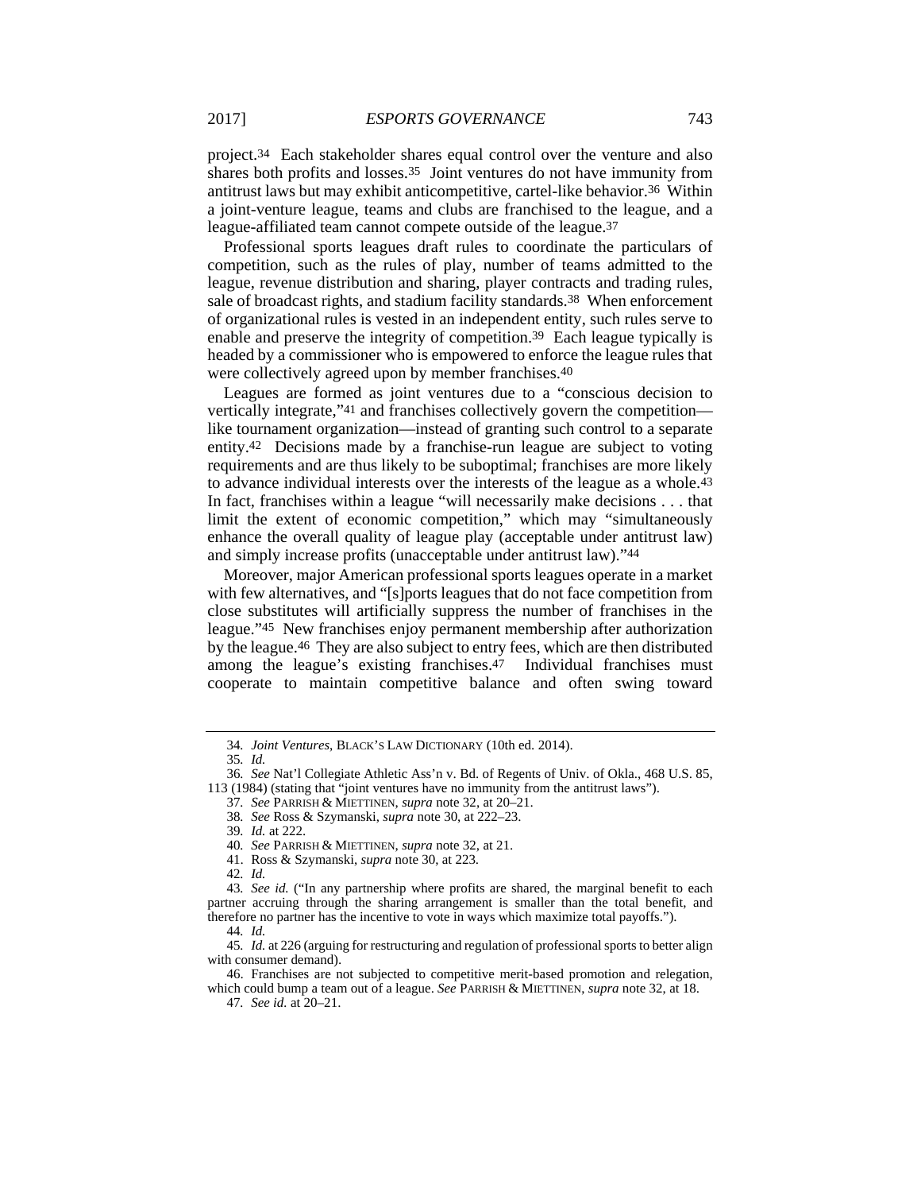project.[34] Each stakeholder shares equal control over the venture and also shares both profits and losses.[35] Joint ventures do not have immunity from antitrust laws but may exhibit anticompetitive, cartel-like behavior.[36] Within a joint-venture league, teams and clubs are franchised to the league, and a league-affiliated team cannot compete outside of the league.[37]

Professional sports leagues draft rules to coordinate the particulars of competition, such as the rules of play, number of teams admitted to the league, revenue distribution and sharing, player contracts and trading rules, sale of broadcast rights, and stadium facility standards.[38] When enforcement of organizational rules is vested in an independent entity, such rules serve to enable and preserve the integrity of competition.[39] Each league typically is headed by a commissioner who is empowered to enforce the league rules that were collectively agreed upon by member franchises.[40]

Leagues are formed as joint ventures due to a "conscious decision to vertically integrate,"[41] and franchises collectively govern the competition—like tournament organization—instead of granting such control to a separate entity.[42] Decisions made by a franchise-run league are subject to voting requirements and are thus likely to be suboptimal; franchises are more likely to advance individual interests over the interests of the league as a whole.[43] In fact, franchises within a league "will necessarily make decisions . . . that limit the extent of economic competition," which may "simultaneously enhance the overall quality of league play (acceptable under antitrust law) and simply increase profits (unacceptable under antitrust law)."[44]

Moreover, major American professional sports leagues operate in a market with few alternatives, and "[s]ports leagues that do not face competition from close substitutes will artificially suppress the number of franchises in the league."[45] New franchises enjoy permanent membership after authorization by the league.[46] They are also subject to entry fees, which are then distributed among the league's existing franchises.[47] Individual franchises must cooperate to maintain competitive balance and often swing toward

---

34. *Joint Ventures*, BLACK'S LAW DICTIONARY (10th ed. 2014).

35. *Id.*

36. *See* Nat'l Collegiate Athletic Ass'n v. Bd. of Regents of Univ. of Okla., 468 U.S. 85, 113 (1984) (stating that "joint ventures have no immunity from the antitrust laws").

37. *See* PARRISH & MIETTINEN, *supra* note 32, at 20–21.

38. *See* Ross & Szymanski, *supra* note 30, at 222–23.

39. *Id.* at 222.

40. *See* PARRISH & MIETTINEN, *supra* note 32, at 21.

41. Ross & Szymanski, *supra* note 30, at 223.

42. *Id.*

43. *See id.* ("In any partnership where profits are shared, the marginal benefit to each partner accruing through the sharing arrangement is smaller than the total benefit, and therefore no partner has the incentive to vote in ways which maximize total payoffs.").

44. *Id.*

45. *Id.* at 226 (arguing for restructuring and regulation of professional sports to better align with consumer demand).

46. Franchises are not subjected to competitive merit-based promotion and relegation, which could bump a team out of a league. *See* PARRISH & MIETTINEN, *supra* note 32, at 18.

47. *See id.* at 20–21.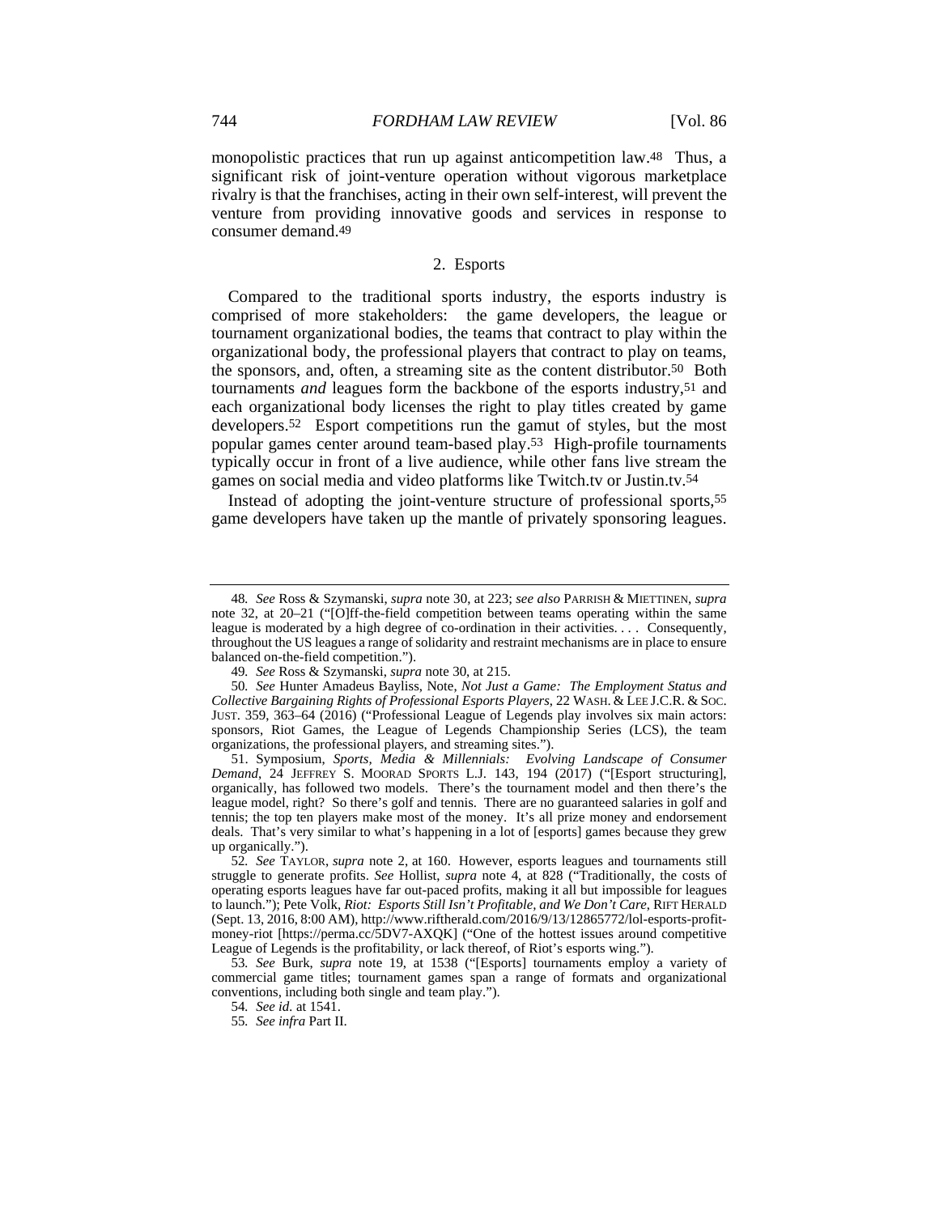monopolistic practices that run up against anticompetition law.[48] Thus, a significant risk of joint-venture operation without vigorous marketplace rivalry is that the franchises, acting in their own self-interest, will prevent the venture from providing innovative goods and services in response to consumer demand.[49]

### 2. Esports

Compared to the traditional sports industry, the esports industry is comprised of more stakeholders: the game developers, the league or tournament organizational bodies, the teams that contract to play within the organizational body, the professional players that contract to play on teams, the sponsors, and, often, a streaming site as the content distributor.[50] Both tournaments *and* leagues form the backbone of the esports industry,[51] and each organizational body licenses the right to play titles created by game developers.[52] Esport competitions run the gamut of styles, but the most popular games center around team-based play.[53] High-profile tournaments typically occur in front of a live audience, while other fans live stream the games on social media and video platforms like Twitch.tv or Justin.tv.[54]

Instead of adopting the joint-venture structure of professional sports,[55] game developers have taken up the mantle of privately sponsoring leagues.

---

48. *See* Ross & Szymanski, *supra* note 30, at 223; *see also* PARRISH & MIETTINEN, *supra* note 32, at 20–21 ("[O]ff-the-field competition between teams operating within the same league is moderated by a high degree of co-ordination in their activities. . . . Consequently, throughout the US leagues a range of solidarity and restraint mechanisms are in place to ensure balanced on-the-field competition.").

49. *See* Ross & Szymanski, *supra* note 30, at 215.

50. *See* Hunter Amadeus Bayliss, Note, *Not Just a Game: The Employment Status and Collective Bargaining Rights of Professional Esports Players*, 22 WASH. & LEE J.C.R. & SOC. JUST. 359, 363–64 (2016) ("Professional League of Legends play involves six main actors: sponsors, Riot Games, the League of Legends Championship Series (LCS), the team organizations, the professional players, and streaming sites.").

51. Symposium, *Sports, Media & Millennials: Evolving Landscape of Consumer Demand*, 24 JEFFREY S. MOORAD SPORTS L.J. 143, 194 (2017) ("[Esport structuring], organically, has followed two models. There's the tournament model and then there's the league model, right? So there's golf and tennis. There are no guaranteed salaries in golf and tennis; the top ten players make most of the money. It's all prize money and endorsement deals. That's very similar to what's happening in a lot of [esports] games because they grew up organically.").

52. *See* TAYLOR, *supra* note 2, at 160. However, esports leagues and tournaments still struggle to generate profits. *See* Hollist, *supra* note 4, at 828 ("Traditionally, the costs of operating esports leagues have far out-paced profits, making it all but impossible for leagues to launch."); Pete Volk, *Riot: Esports Still Isn't Profitable, and We Don't Care*, RIFT HERALD (Sept. 13, 2016, 8:00 AM), http://www.riftherald.com/2016/9/13/12865772/lol-esports-profit-money-riot [https://perma.cc/5DV7-AXQK] ("One of the hottest issues around competitive League of Legends is the profitability, or lack thereof, of Riot's esports wing.").

53. *See* Burk, *supra* note 19, at 1538 ("[Esports] tournaments employ a variety of commercial game titles; tournament games span a range of formats and organizational conventions, including both single and team play.").

54. *See id.* at 1541.

55. *See infra* Part II.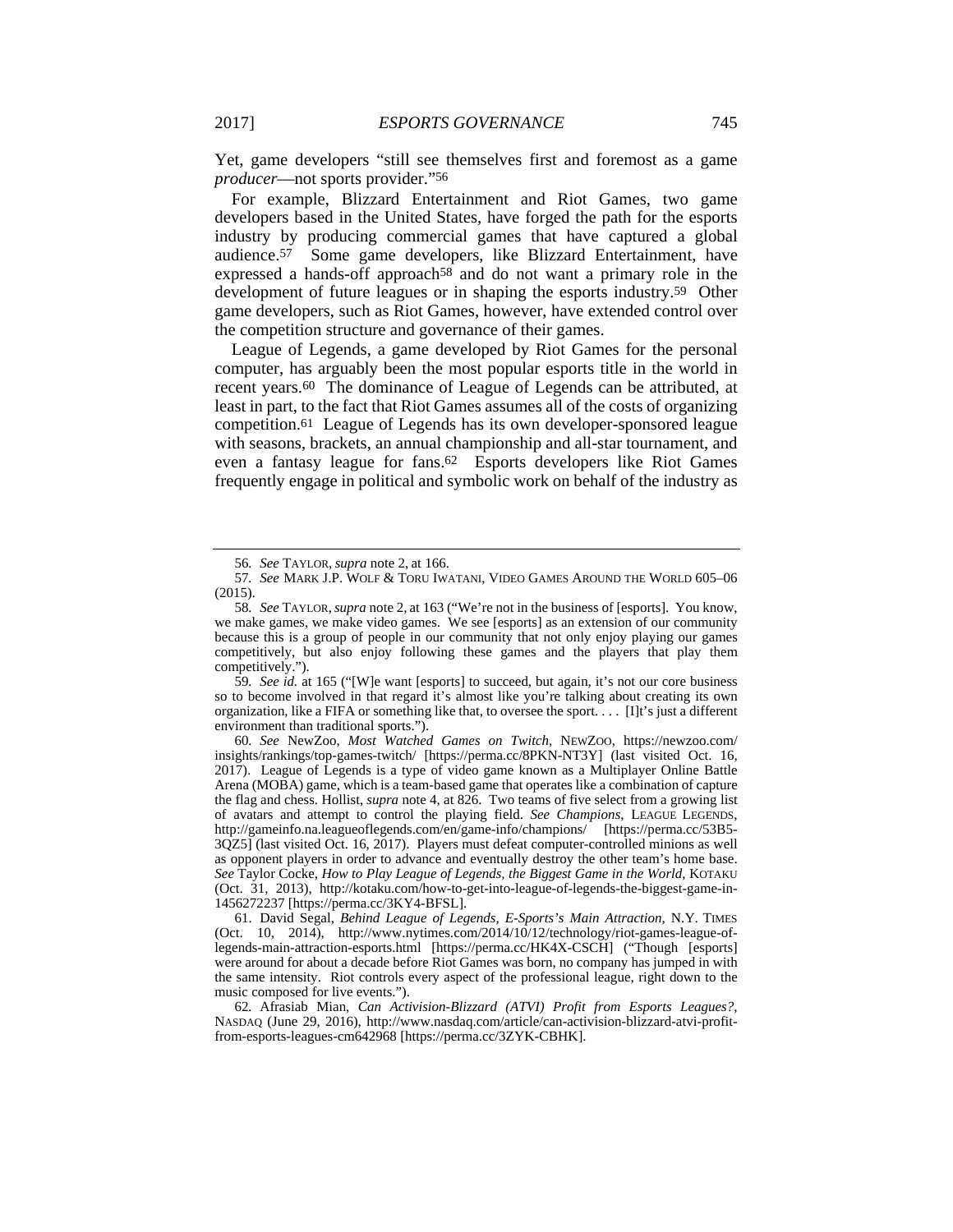Yet, game developers "still see themselves first and foremost as a game *producer*—not sports provider."[56]

For example, Blizzard Entertainment and Riot Games, two game developers based in the United States, have forged the path for the esports industry by producing commercial games that have captured a global audience.[57] Some game developers, like Blizzard Entertainment, have expressed a hands-off approach[58] and do not want a primary role in the development of future leagues or in shaping the esports industry.[59] Other game developers, such as Riot Games, however, have extended control over the competition structure and governance of their games.

League of Legends, a game developed by Riot Games for the personal computer, has arguably been the most popular esports title in the world in recent years.[60] The dominance of League of Legends can be attributed, at least in part, to the fact that Riot Games assumes all of the costs of organizing competition.[61] League of Legends has its own developer-sponsored league with seasons, brackets, an annual championship and all-star tournament, and even a fantasy league for fans.[62] Esports developers like Riot Games frequently engage in political and symbolic work on behalf of the industry as

---

56. *See* TAYLOR, *supra* note 2, at 166.

57. *See* MARK J.P. WOLF & TORU IWATANI, VIDEO GAMES AROUND THE WORLD 605–06 (2015).

58. *See* TAYLOR, *supra* note 2, at 163 ("We're not in the business of [esports]. You know, we make games, we make video games. We see [esports] as an extension of our community because this is a group of people in our community that not only enjoy playing our games competitively, but also enjoy following these games and the players that play them competitively.").

59. *See id.* at 165 ("[W]e want [esports] to succeed, but again, it's not our core business so to become involved in that regard it's almost like you're talking about creating its own organization, like a FIFA or something like that, to oversee the sport. . . . [I]t's just a different environment than traditional sports.").

60. *See* NewZoo, *Most Watched Games on Twitch*, NEWZOO, https://newzoo.com/insights/rankings/top-games-twitch/ [https://perma.cc/8PKN-NT3Y] (last visited Oct. 16, 2017). League of Legends is a type of video game known as a Multiplayer Online Battle Arena (MOBA) game, which is a team-based game that operates like a combination of capture the flag and chess. Hollist, *supra* note 4, at 826. Two teams of five select from a growing list of avatars and attempt to control the playing field. *See Champions*, LEAGUE LEGENDS, http://gameinfo.na.leagueoflegends.com/en/game-info/champions/ [https://perma.cc/53B5-3QZ5] (last visited Oct. 16, 2017). Players must defeat computer-controlled minions as well as opponent players in order to advance and eventually destroy the other team's home base. *See* Taylor Cocke, *How to Play League of Legends, the Biggest Game in the World*, KOTAKU (Oct. 31, 2013), http://kotaku.com/how-to-get-into-league-of-legends-the-biggest-game-in-1456272237 [https://perma.cc/3KY4-BFSL].

61. David Segal, *Behind League of Legends, E-Sports's Main Attraction*, N.Y. TIMES (Oct. 10, 2014), http://www.nytimes.com/2014/10/12/technology/riot-games-league-of-legends-main-attraction-esports.html [https://perma.cc/HK4X-CSCH] ("Though [esports] were around for about a decade before Riot Games was born, no company has jumped in with the same intensity. Riot controls every aspect of the professional league, right down to the music composed for live events.").

62. Afrasiab Mian, *Can Activision-Blizzard (ATVI) Profit from Esports Leagues?*, NASDAQ (June 29, 2016), http://www.nasdaq.com/article/can-activision-blizzard-atvi-profit-from-esports-leagues-cm642968 [https://perma.cc/3ZYK-CBHK].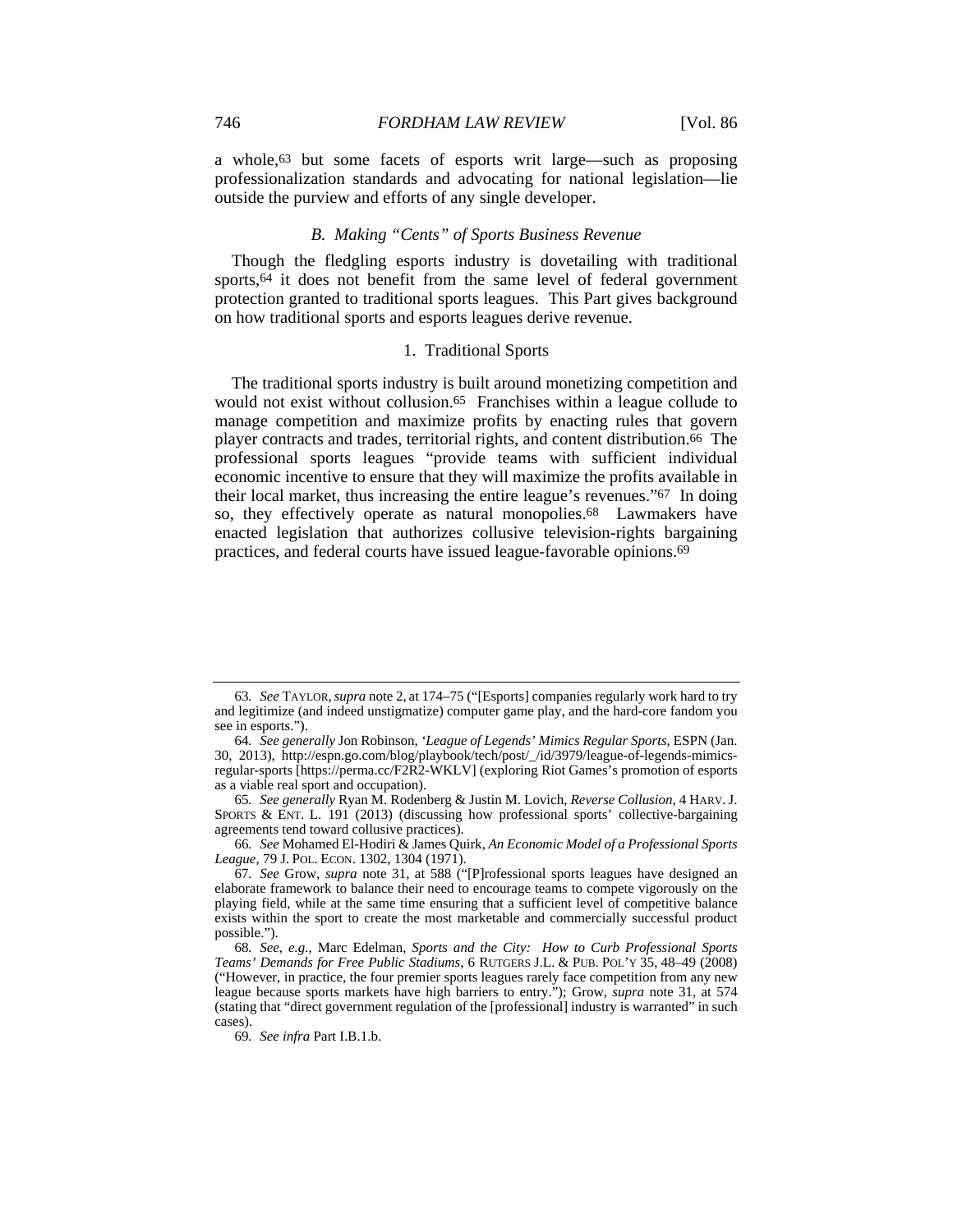a whole,[63] but some facets of esports writ large—such as proposing professionalization standards and advocating for national legislation—lie outside the purview and efforts of any single developer.

### *B. Making "Cents" of Sports Business Revenue*

Though the fledgling esports industry is dovetailing with traditional sports,[64] it does not benefit from the same level of federal government protection granted to traditional sports leagues. This Part gives background on how traditional sports and esports leagues derive revenue.

#### 1. Traditional Sports

The traditional sports industry is built around monetizing competition and would not exist without collusion.[65] Franchises within a league collude to manage competition and maximize profits by enacting rules that govern player contracts and trades, territorial rights, and content distribution.[66] The professional sports leagues "provide teams with sufficient individual economic incentive to ensure that they will maximize the profits available in their local market, thus increasing the entire league's revenues."[67] In doing so, they effectively operate as natural monopolies.[68] Lawmakers have enacted legislation that authorizes collusive television-rights bargaining practices, and federal courts have issued league-favorable opinions.[69]

---

63. *See* TAYLOR, *supra* note 2, at 174–75 ("[Esports] companies regularly work hard to try and legitimize (and indeed unstigmatize) computer game play, and the hard-core fandom you see in esports.").

64. *See generally* Jon Robinson, *'League of Legends' Mimics Regular Sports*, ESPN (Jan. 30, 2013), http://espn.go.com/blog/playbook/tech/post/_/id/3979/league-of-legends-mimics-regular-sports [https://perma.cc/F2R2-WKLV] (exploring Riot Games's promotion of esports as a viable real sport and occupation).

65. *See generally* Ryan M. Rodenberg & Justin M. Lovich, *Reverse Collusion*, 4 HARV. J. SPORTS & ENT. L. 191 (2013) (discussing how professional sports' collective-bargaining agreements tend toward collusive practices).

66. *See* Mohamed El-Hodiri & James Quirk, *An Economic Model of a Professional Sports League*, 79 J. POL. ECON. 1302, 1304 (1971).

67. *See* Grow, *supra* note 31, at 588 ("[P]rofessional sports leagues have designed an elaborate framework to balance their need to encourage teams to compete vigorously on the playing field, while at the same time ensuring that a sufficient level of competitive balance exists within the sport to create the most marketable and commercially successful product possible.").

68. *See, e.g.*, Marc Edelman, *Sports and the City: How to Curb Professional Sports Teams' Demands for Free Public Stadiums*, 6 RUTGERS J.L. & PUB. POL'Y 35, 48–49 (2008) ("However, in practice, the four premier sports leagues rarely face competition from any new league because sports markets have high barriers to entry."); Grow, *supra* note 31, at 574 (stating that "direct government regulation of the [professional] industry is warranted" in such cases).

69. *See infra* Part I.B.1.b.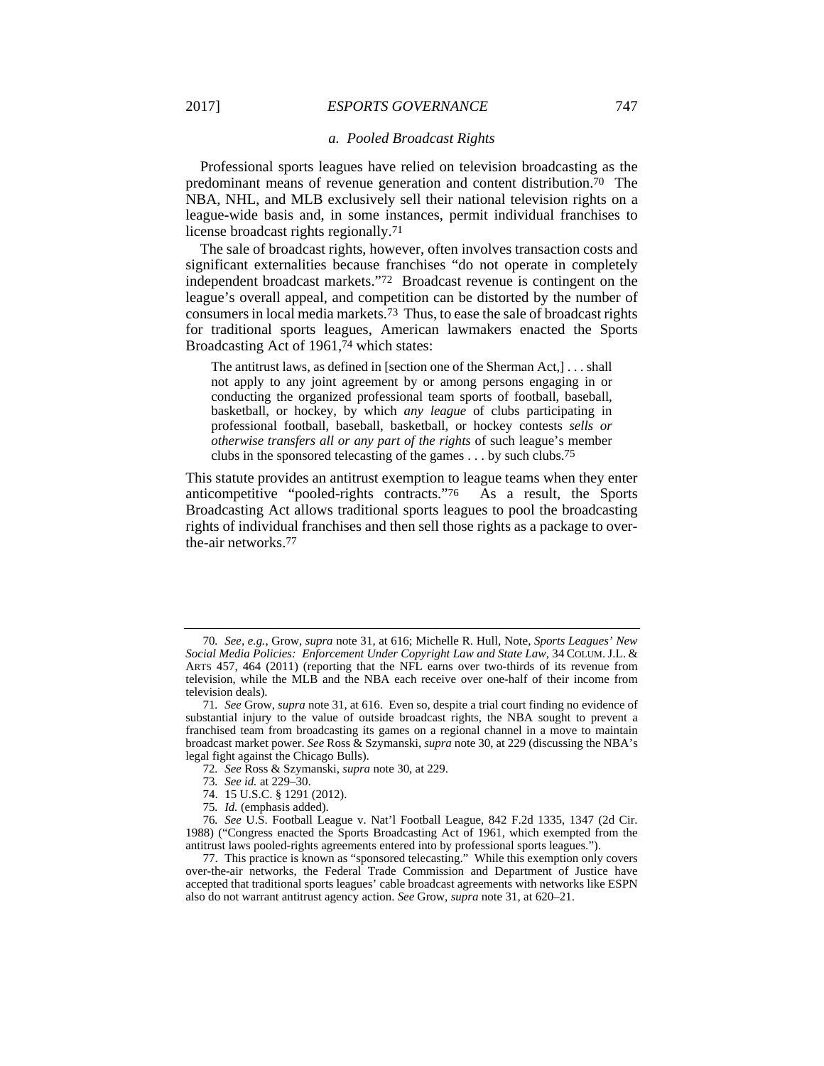#### *a. Pooled Broadcast Rights*

Professional sports leagues have relied on television broadcasting as the predominant means of revenue generation and content distribution.[70] The NBA, NHL, and MLB exclusively sell their national television rights on a league-wide basis and, in some instances, permit individual franchises to license broadcast rights regionally.[71]

The sale of broadcast rights, however, often involves transaction costs and significant externalities because franchises "do not operate in completely independent broadcast markets."[72] Broadcast revenue is contingent on the league's overall appeal, and competition can be distorted by the number of consumers in local media markets.[73] Thus, to ease the sale of broadcast rights for traditional sports leagues, American lawmakers enacted the Sports Broadcasting Act of 1961,[74] which states:

> The antitrust laws, as defined in [section one of the Sherman Act,] . . . shall not apply to any joint agreement by or among persons engaging in or conducting the organized professional team sports of football, baseball, basketball, or hockey, by which *any league* of clubs participating in professional football, baseball, basketball, or hockey contests *sells or otherwise transfers all or any part of the rights* of such league's member clubs in the sponsored telecasting of the games . . . by such clubs.[75]

This statute provides an antitrust exemption to league teams when they enter anticompetitive "pooled-rights contracts."[76] As a result, the Sports Broadcasting Act allows traditional sports leagues to pool the broadcasting rights of individual franchises and then sell those rights as a package to over-the-air networks.[77]

---

70. *See, e.g.*, Grow, *supra* note 31, at 616; Michelle R. Hull, Note, *Sports Leagues' New Social Media Policies: Enforcement Under Copyright Law and State Law*, 34 COLUM. J.L. & ARTS 457, 464 (2011) (reporting that the NFL earns over two-thirds of its revenue from television, while the MLB and the NBA each receive over one-half of their income from television deals).

71. *See* Grow, *supra* note 31, at 616. Even so, despite a trial court finding no evidence of substantial injury to the value of outside broadcast rights, the NBA sought to prevent a franchised team from broadcasting its games on a regional channel in a move to maintain broadcast market power. *See* Ross & Szymanski, *supra* note 30, at 229 (discussing the NBA's legal fight against the Chicago Bulls).

72. *See* Ross & Szymanski, *supra* note 30, at 229.

73. *See id.* at 229–30.

74. 15 U.S.C. § 1291 (2012).

75. *Id.* (emphasis added).

76. *See* U.S. Football League v. Nat'l Football League, 842 F.2d 1335, 1347 (2d Cir. 1988) ("Congress enacted the Sports Broadcasting Act of 1961, which exempted from the antitrust laws pooled-rights agreements entered into by professional sports leagues.").

77. This practice is known as "sponsored telecasting." While this exemption only covers over-the-air networks, the Federal Trade Commission and Department of Justice have accepted that traditional sports leagues' cable broadcast agreements with networks like ESPN also do not warrant antitrust agency action. *See* Grow, *supra* note 31, at 620–21.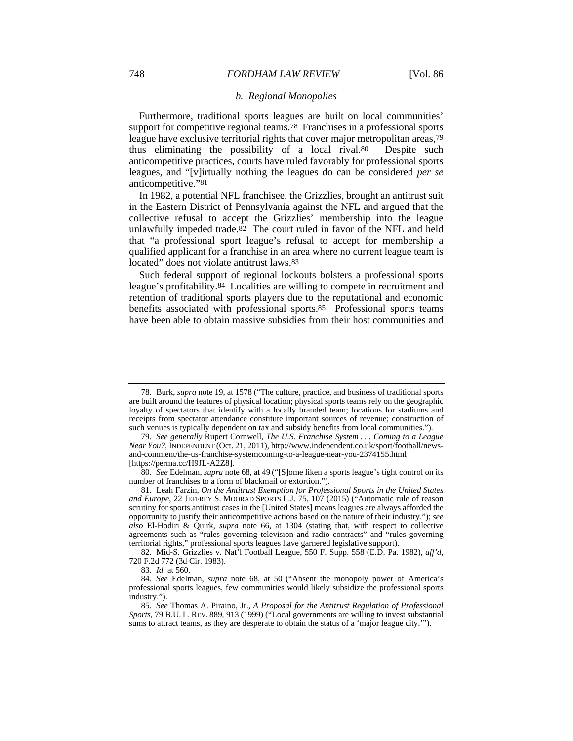### *b. Regional Monopolies*

Furthermore, traditional sports leagues are built on local communities' support for competitive regional teams.[78] Franchises in a professional sports league have exclusive territorial rights that cover major metropolitan areas,[79] thus eliminating the possibility of a local rival.[80] Despite such anticompetitive practices, courts have ruled favorably for professional sports leagues, and "[v]irtually nothing the leagues do can be considered *per se* anticompetitive."[81]

In 1982, a potential NFL franchisee, the Grizzlies, brought an antitrust suit in the Eastern District of Pennsylvania against the NFL and argued that the collective refusal to accept the Grizzlies' membership into the league unlawfully impeded trade.[82] The court ruled in favor of the NFL and held that "a professional sport league's refusal to accept for membership a qualified applicant for a franchise in an area where no current league team is located" does not violate antitrust laws.[83]

Such federal support of regional lockouts bolsters a professional sports league's profitability.[84] Localities are willing to compete in recruitment and retention of traditional sports players due to the reputational and economic benefits associated with professional sports.[85] Professional sports teams have been able to obtain massive subsidies from their host communities and

---

78. Burk, *supra* note 19, at 1578 ("The culture, practice, and business of traditional sports are built around the features of physical location; physical sports teams rely on the geographic loyalty of spectators that identify with a locally branded team; locations for stadiums and receipts from spectator attendance constitute important sources of revenue; construction of such venues is typically dependent on tax and subsidy benefits from local communities.").

79. *See generally* Rupert Cornwell, *The U.S. Franchise System . . . Coming to a League Near You?*, INDEPENDENT (Oct. 21, 2011), http://www.independent.co.uk/sport/football/news-and-comment/the-us-franchise-systemcoming-to-a-league-near-you-2374155.html [https://perma.cc/H9JL-A2Z8].

80. *See* Edelman, *supra* note 68, at 49 ("[S]ome liken a sports league's tight control on its number of franchises to a form of blackmail or extortion.").

81. Leah Farzin, *On the Antitrust Exemption for Professional Sports in the United States and Europe*, 22 JEFFREY S. MOORAD SPORTS L.J. 75, 107 (2015) ("Automatic rule of reason scrutiny for sports antitrust cases in the [United States] means leagues are always afforded the opportunity to justify their anticompetitive actions based on the nature of their industry."); *see also* El-Hodiri & Quirk, *supra* note 66, at 1304 (stating that, with respect to collective agreements such as "rules governing television and radio contracts" and "rules governing territorial rights," professional sports leagues have garnered legislative support).

82. Mid-S. Grizzlies v. Nat'l Football League, 550 F. Supp. 558 (E.D. Pa. 1982), *aff'd*, 720 F.2d 772 (3d Cir. 1983).

83. *Id.* at 560.

84. *See* Edelman, *supra* note 68, at 50 ("Absent the monopoly power of America's professional sports leagues, few communities would likely subsidize the professional sports industry.").

85. *See* Thomas A. Piraino, Jr., *A Proposal for the Antitrust Regulation of Professional Sports*, 79 B.U. L. REV. 889, 913 (1999) ("Local governments are willing to invest substantial sums to attract teams, as they are desperate to obtain the status of a 'major league city.'").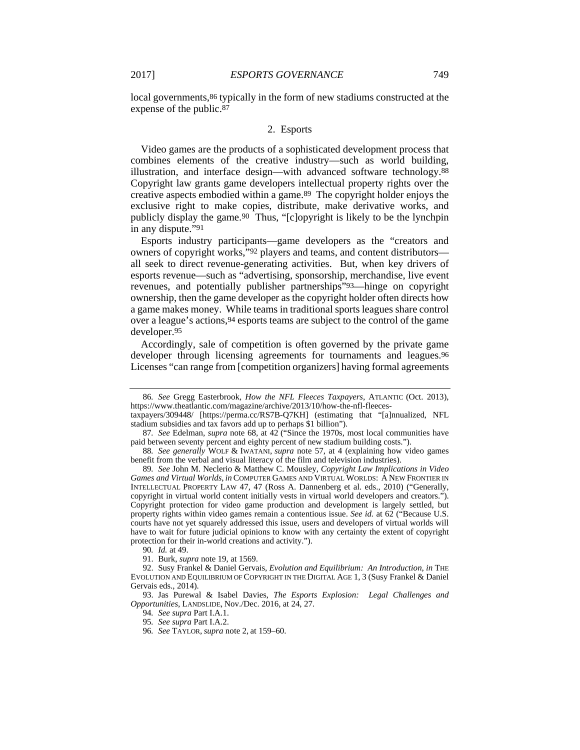local governments,[86] typically in the form of new stadiums constructed at the expense of the public.[87]

### 2. Esports

Video games are the products of a sophisticated development process that combines elements of the creative industry—such as world building, illustration, and interface design—with advanced software technology.[88] Copyright law grants game developers intellectual property rights over the creative aspects embodied within a game.[89] The copyright holder enjoys the exclusive right to make copies, distribute, make derivative works, and publicly display the game.[90] Thus, "[c]opyright is likely to be the lynchpin in any dispute."[91]

Esports industry participants—game developers as the "creators and owners of copyright works,"[92] players and teams, and content distributors—all seek to direct revenue-generating activities. But, when key drivers of esports revenue—such as "advertising, sponsorship, merchandise, live event revenues, and potentially publisher partnerships"[93]—hinge on copyright ownership, then the game developer as the copyright holder often directs how a game makes money. While teams in traditional sports leagues share control over a league's actions,[94] esports teams are subject to the control of the game developer.[95]

Accordingly, sale of competition is often governed by the private game developer through licensing agreements for tournaments and leagues.[96] Licenses "can range from [competition organizers] having formal agreements

---

86. *See* Gregg Easterbrook, *How the NFL Fleeces Taxpayers*, ATLANTIC (Oct. 2013), https://www.theatlantic.com/magazine/archive/2013/10/how-the-nfl-fleeces-taxpayers/309448/ [https://perma.cc/RS7B-Q7KH] (estimating that "[a]nnualized, NFL stadium subsidies and tax favors add up to perhaps $1 billion").

87. *See* Edelman, *supra* note 68, at 42 ("Since the 1970s, most local communities have paid between seventy percent and eighty percent of new stadium building costs.").

88. *See generally* WOLF & IWATANI, *supra* note 57, at 4 (explaining how video games benefit from the verbal and visual literacy of the film and television industries).

89. *See* John M. Neclerio & Matthew C. Mousley, *Copyright Law Implications in Video Games and Virtual Worlds*, *in* COMPUTER GAMES AND VIRTUAL WORLDS: A NEW FRONTIER IN INTELLECTUAL PROPERTY LAW 47, 47 (Ross A. Dannenberg et al. eds., 2010) ("Generally, copyright in virtual world content initially vests in virtual world developers and creators."). Copyright protection for video game production and development is largely settled, but property rights within video games remain a contentious issue. *See id.* at 62 ("Because U.S. courts have not yet squarely addressed this issue, users and developers of virtual worlds will have to wait for future judicial opinions to know with any certainty the extent of copyright protection for their in-world creations and activity.").

90. *Id.* at 49.

91. Burk, *supra* note 19, at 1569.

92. Susy Frankel & Daniel Gervais, *Evolution and Equilibrium: An Introduction*, *in* THE EVOLUTION AND EQUILIBRIUM OF COPYRIGHT IN THE DIGITAL AGE 1, 3 (Susy Frankel & Daniel Gervais eds., 2014).

93. Jas Purewal & Isabel Davies, *The Esports Explosion: Legal Challenges and Opportunities*, LANDSLIDE, Nov./Dec. 2016, at 24, 27.

94. *See supra* Part I.A.1.

95. *See supra* Part I.A.2.

96. *See* TAYLOR, *supra* note 2, at 159–60.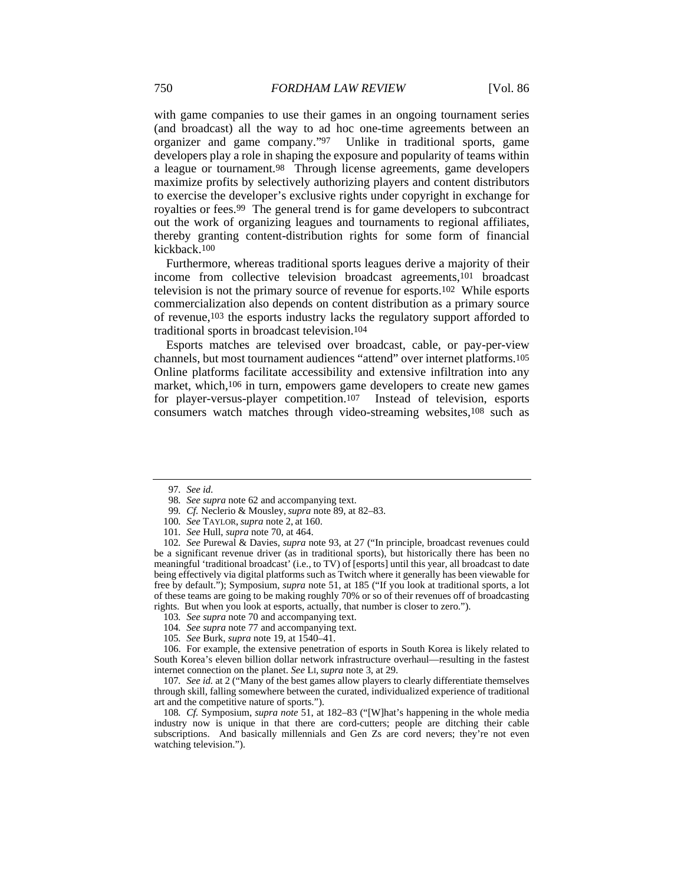with game companies to use their games in an ongoing tournament series (and broadcast) all the way to ad hoc one-time agreements between an organizer and game company."[97] Unlike in traditional sports, game developers play a role in shaping the exposure and popularity of teams within a league or tournament.[98] Through license agreements, game developers maximize profits by selectively authorizing players and content distributors to exercise the developer's exclusive rights under copyright in exchange for royalties or fees.[99] The general trend is for game developers to subcontract out the work of organizing leagues and tournaments to regional affiliates, thereby granting content-distribution rights for some form of financial kickback.[100]

Furthermore, whereas traditional sports leagues derive a majority of their income from collective television broadcast agreements,[101] broadcast television is not the primary source of revenue for esports.[102] While esports commercialization also depends on content distribution as a primary source of revenue,[103] the esports industry lacks the regulatory support afforded to traditional sports in broadcast television.[104]

Esports matches are televised over broadcast, cable, or pay-per-view channels, but most tournament audiences "attend" over internet platforms.[105] Online platforms facilitate accessibility and extensive infiltration into any market, which,[106] in turn, empowers game developers to create new games for player-versus-player competition.[107] Instead of television, esports consumers watch matches through video-streaming websites,[108] such as

---

97. *See id.*

98. *See supra* note 62 and accompanying text.

99. *Cf.* Neclerio & Mousley, *supra* note 89, at 82–83.

100. *See* Taylor, *supra* note 2, at 160.

101. *See* Hull, *supra* note 70, at 464.

102. *See* Purewal & Davies, *supra* note 93, at 27 ("In principle, broadcast revenues could be a significant revenue driver (as in traditional sports), but historically there has been no meaningful 'traditional broadcast' (i.e., to TV) of [esports] until this year, all broadcast to date being effectively via digital platforms such as Twitch where it generally has been viewable for free by default."); Symposium, *supra* note 51, at 185 ("If you look at traditional sports, a lot of these teams are going to be making roughly 70% or so of their revenues off of broadcasting rights. But when you look at esports, actually, that number is closer to zero.").

103. *See supra* note 70 and accompanying text.

104. *See supra* note 77 and accompanying text.

105. *See* Burk, *supra* note 19, at 1540–41.

106. For example, the extensive penetration of esports in South Korea is likely related to South Korea's eleven billion dollar network infrastructure overhaul—resulting in the fastest internet connection on the planet. *See* Li, *supra* note 3, at 29.

107. *See id.* at 2 ("Many of the best games allow players to clearly differentiate themselves through skill, falling somewhere between the curated, individualized experience of traditional art and the competitive nature of sports.").

108. *Cf.* Symposium, *supra note* 51, at 182–83 ("[W]hat's happening in the whole media industry now is unique in that there are cord-cutters; people are ditching their cable subscriptions. And basically millennials and Gen Zs are cord nevers; they're not even watching television.").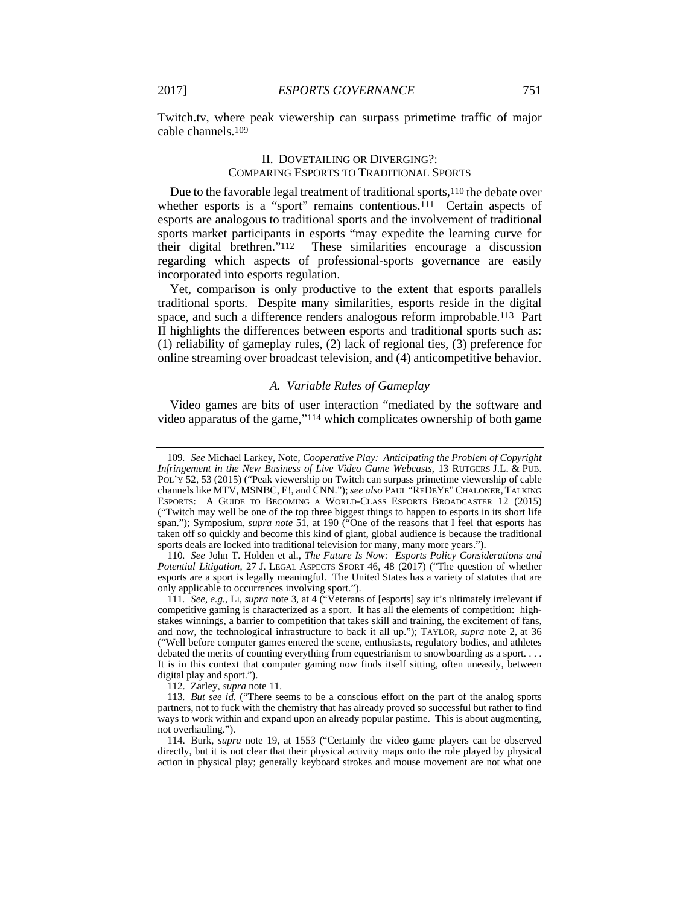Twitch.tv, where peak viewership can surpass primetime traffic of major cable channels.[109]

## II. DOVETAILING OR DIVERGING?: COMPARING ESPORTS TO TRADITIONAL SPORTS

Due to the favorable legal treatment of traditional sports,[110] the debate over whether esports is a "sport" remains contentious.[111] Certain aspects of esports are analogous to traditional sports and the involvement of traditional sports market participants in esports "may expedite the learning curve for their digital brethren."[112] These similarities encourage a discussion regarding which aspects of professional-sports governance are easily incorporated into esports regulation.

Yet, comparison is only productive to the extent that esports parallels traditional sports. Despite many similarities, esports reside in the digital space, and such a difference renders analogous reform improbable.[113] Part II highlights the differences between esports and traditional sports such as: (1) reliability of gameplay rules, (2) lack of regional ties, (3) preference for online streaming over broadcast television, and (4) anticompetitive behavior.

### *A. Variable Rules of Gameplay*

Video games are bits of user interaction "mediated by the software and video apparatus of the game,"[114] which complicates ownership of both game

---

109. *See* Michael Larkey, Note, *Cooperative Play: Anticipating the Problem of Copyright Infringement in the New Business of Live Video Game Webcasts*, 13 RUTGERS J.L. & PUB. POL'Y 52, 53 (2015) ("Peak viewership on Twitch can surpass primetime viewership of cable channels like MTV, MSNBC, E!, and CNN."); *see also* PAUL "REDEYE" CHALONER, TALKING ESPORTS: A GUIDE TO BECOMING A WORLD-CLASS ESPORTS BROADCASTER 12 (2015) ("Twitch may well be one of the top three biggest things to happen to esports in its short life span."); Symposium, *supra note* 51, at 190 ("One of the reasons that I feel that esports has taken off so quickly and become this kind of giant, global audience is because the traditional sports deals are locked into traditional television for many, many more years.").

110. *See* John T. Holden et al., *The Future Is Now: Esports Policy Considerations and Potential Litigation*, 27 J. LEGAL ASPECTS SPORT 46, 48 (2017) ("The question of whether esports are a sport is legally meaningful. The United States has a variety of statutes that are only applicable to occurrences involving sport.").

111. *See, e.g.*, LI, *supra* note 3, at 4 ("Veterans of [esports] say it's ultimately irrelevant if competitive gaming is characterized as a sport. It has all the elements of competition: high-stakes winnings, a barrier to competition that takes skill and training, the excitement of fans, and now, the technological infrastructure to back it all up."); TAYLOR, *supra* note 2, at 36 ("Well before computer games entered the scene, enthusiasts, regulatory bodies, and athletes debated the merits of counting everything from equestrianism to snowboarding as a sport. . . . It is in this context that computer gaming now finds itself sitting, often uneasily, between digital play and sport.").

112. Zarley, *supra* note 11.

113. *But see id.* ("There seems to be a conscious effort on the part of the analog sports partners, not to fuck with the chemistry that has already proved so successful but rather to find ways to work within and expand upon an already popular pastime. This is about augmenting, not overhauling.").

114. Burk, *supra* note 19, at 1553 ("Certainly the video game players can be observed directly, but it is not clear that their physical activity maps onto the role played by physical action in physical play; generally keyboard strokes and mouse movement are not what one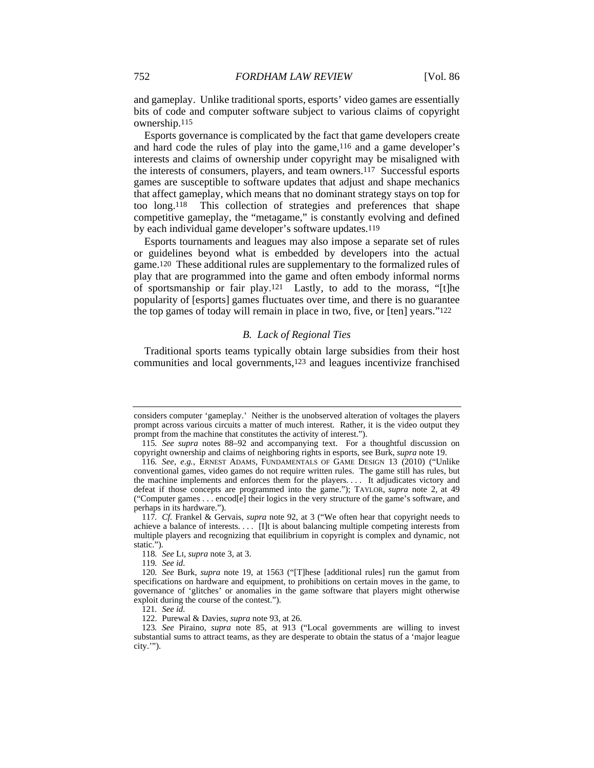and gameplay. Unlike traditional sports, esports' video games are essentially bits of code and computer software subject to various claims of copyright ownership.[115]

Esports governance is complicated by the fact that game developers create and hard code the rules of play into the game,[116] and a game developer's interests and claims of ownership under copyright may be misaligned with the interests of consumers, players, and team owners.[117] Successful esports games are susceptible to software updates that adjust and shape mechanics that affect gameplay, which means that no dominant strategy stays on top for too long.[118] This collection of strategies and preferences that shape competitive gameplay, the "metagame," is constantly evolving and defined by each individual game developer's software updates.[119]

Esports tournaments and leagues may also impose a separate set of rules or guidelines beyond what is embedded by developers into the actual game.[120] These additional rules are supplementary to the formalized rules of play that are programmed into the game and often embody informal norms of sportsmanship or fair play.[121] Lastly, to add to the morass, "[t]he popularity of [esports] games fluctuates over time, and there is no guarantee the top games of today will remain in place in two, five, or [ten] years."[122]

### *B. Lack of Regional Ties*

Traditional sports teams typically obtain large subsidies from their host communities and local governments,[123] and leagues incentivize franchised

---

considers computer 'gameplay.' Neither is the unobserved alteration of voltages the players prompt across various circuits a matter of much interest. Rather, it is the video output they prompt from the machine that constitutes the activity of interest.").

115. *See supra* notes 88–92 and accompanying text. For a thoughtful discussion on copyright ownership and claims of neighboring rights in esports, see Burk, *supra* note 19.

116. *See, e.g.*, ERNEST ADAMS, FUNDAMENTALS OF GAME DESIGN 13 (2010) ("Unlike conventional games, video games do not require written rules. The game still has rules, but the machine implements and enforces them for the players. . . . It adjudicates victory and defeat if those concepts are programmed into the game."); TAYLOR, *supra* note 2, at 49 ("Computer games . . . encod[e] their logics in the very structure of the game's software, and perhaps in its hardware.").

117. *Cf.* Frankel & Gervais, *supra* note 92, at 3 ("We often hear that copyright needs to achieve a balance of interests. . . . [I]t is about balancing multiple competing interests from multiple players and recognizing that equilibrium in copyright is complex and dynamic, not static.").

118. *See* LI, *supra* note 3, at 3.

119. *See id.*

120. *See* Burk, *supra* note 19, at 1563 ("[T]hese [additional rules] run the gamut from specifications on hardware and equipment, to prohibitions on certain moves in the game, to governance of 'glitches' or anomalies in the game software that players might otherwise exploit during the course of the contest.").

121. *See id.*

122. Purewal & Davies, *supra* note 93, at 26.

123. *See* Piraino, *supra* note 85, at 913 ("Local governments are willing to invest substantial sums to attract teams, as they are desperate to obtain the status of a 'major league city.'").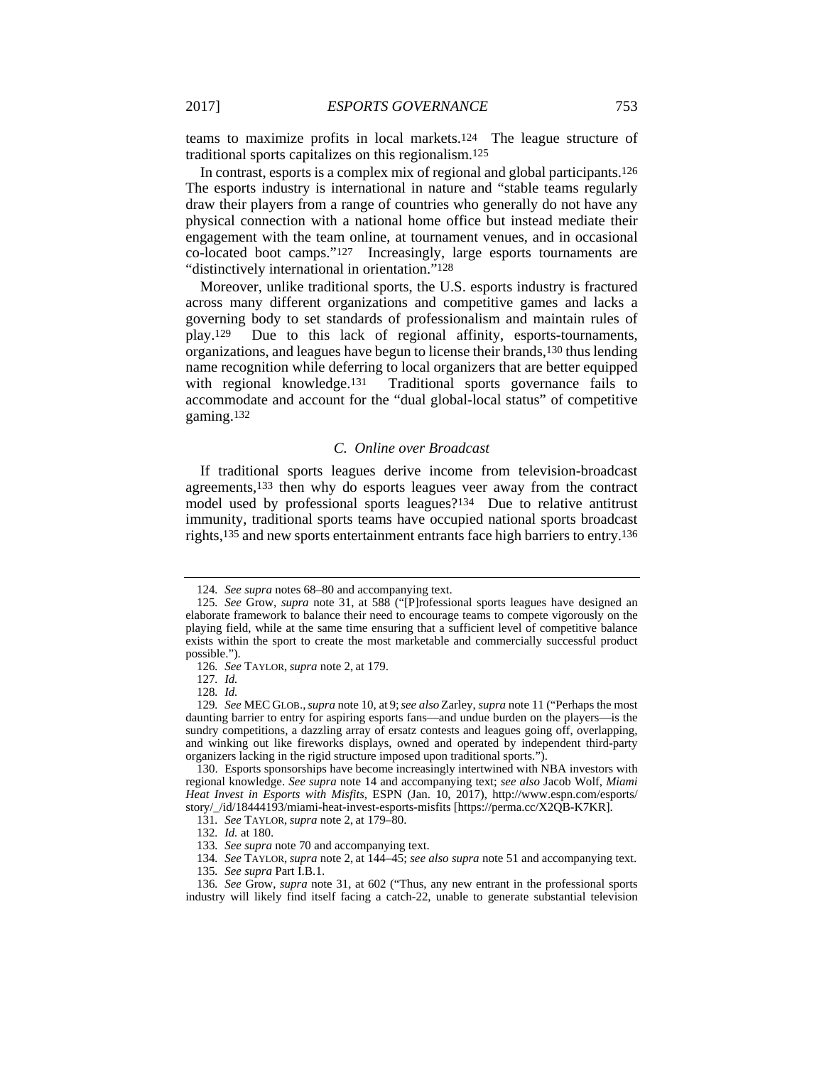teams to maximize profits in local markets.[124] The league structure of traditional sports capitalizes on this regionalism.[125]

In contrast, esports is a complex mix of regional and global participants.[126] The esports industry is international in nature and "stable teams regularly draw their players from a range of countries who generally do not have any physical connection with a national home office but instead mediate their engagement with the team online, at tournament venues, and in occasional co-located boot camps."[127] Increasingly, large esports tournaments are "distinctively international in orientation."[128]

Moreover, unlike traditional sports, the U.S. esports industry is fractured across many different organizations and competitive games and lacks a governing body to set standards of professionalism and maintain rules of play.[129] Due to this lack of regional affinity, esports-tournaments, organizations, and leagues have begun to license their brands,[130] thus lending name recognition while deferring to local organizers that are better equipped with regional knowledge.[131] Traditional sports governance fails to accommodate and account for the "dual global-local status" of competitive gaming.[132]

### *C. Online over Broadcast*

If traditional sports leagues derive income from television-broadcast agreements,[133] then why do esports leagues veer away from the contract model used by professional sports leagues?[134] Due to relative antitrust immunity, traditional sports teams have occupied national sports broadcast rights,[135] and new sports entertainment entrants face high barriers to entry.[136]

---

124. *See supra* notes 68–80 and accompanying text.

125. *See* Grow, *supra* note 31, at 588 ("[P]rofessional sports leagues have designed an elaborate framework to balance their need to encourage teams to compete vigorously on the playing field, while at the same time ensuring that a sufficient level of competitive balance exists within the sport to create the most marketable and commercially successful product possible.").

126. *See* TAYLOR, *supra* note 2, at 179.

127. *Id.*

128. *Id.*

129. *See* MEC GLOB., *supra* note 10, at 9; *see also* Zarley, *supra* note 11 ("Perhaps the most daunting barrier to entry for aspiring esports fans—and undue burden on the players—is the sundry competitions, a dazzling array of ersatz contests and leagues going off, overlapping, and winking out like fireworks displays, owned and operated by independent third-party organizers lacking in the rigid structure imposed upon traditional sports.").

130. Esports sponsorships have become increasingly intertwined with NBA investors with regional knowledge. *See supra* note 14 and accompanying text; *see also* Jacob Wolf, *Miami Heat Invest in Esports with Misfits*, ESPN (Jan. 10, 2017), http://www.espn.com/esports/story/_/id/18444193/miami-heat-invest-esports-misfits [https://perma.cc/X2QB-K7KR].

131. *See* TAYLOR, *supra* note 2, at 179–80.

132. *Id.* at 180.

133. *See supra* note 70 and accompanying text.

134. *See* TAYLOR, *supra* note 2, at 144–45; *see also supra* note 51 and accompanying text.

135. *See supra* Part I.B.1.

136. *See* Grow, *supra* note 31, at 602 ("Thus, any new entrant in the professional sports industry will likely find itself facing a catch-22, unable to generate substantial television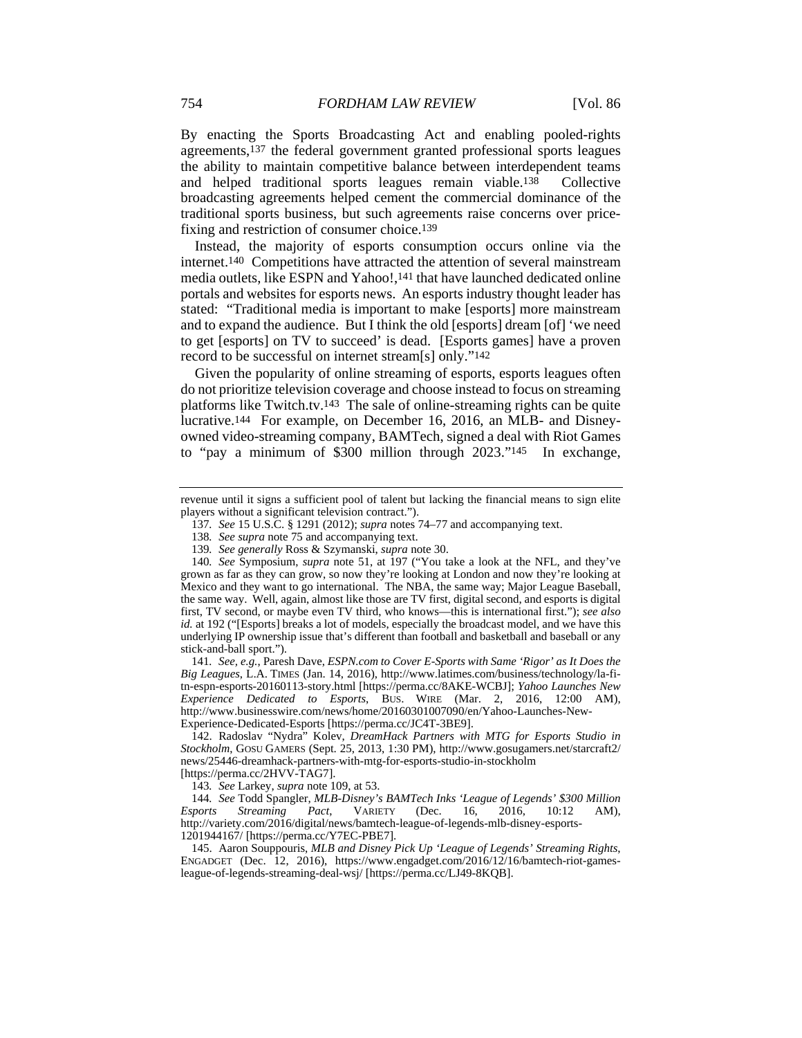By enacting the Sports Broadcasting Act and enabling pooled-rights agreements,[137] the federal government granted professional sports leagues the ability to maintain competitive balance between interdependent teams and helped traditional sports leagues remain viable.[138] Collective broadcasting agreements helped cement the commercial dominance of the traditional sports business, but such agreements raise concerns over price-fixing and restriction of consumer choice.[139]

Instead, the majority of esports consumption occurs online via the internet.[140] Competitions have attracted the attention of several mainstream media outlets, like ESPN and Yahoo!,[141] that have launched dedicated online portals and websites for esports news. An esports industry thought leader has stated: "Traditional media is important to make [esports] more mainstream and to expand the audience. But I think the old [esports] dream [of] 'we need to get [esports] on TV to succeed' is dead. [Esports games] have a proven record to be successful on internet stream[s] only."[142]

Given the popularity of online streaming of esports, esports leagues often do not prioritize television coverage and choose instead to focus on streaming platforms like Twitch.tv.[143] The sale of online-streaming rights can be quite lucrative.[144] For example, on December 16, 2016, an MLB- and Disney-owned video-streaming company, BAMTech, signed a deal with Riot Games to "pay a minimum of $300 million through 2023."[145] In exchange,

---

revenue until it signs a sufficient pool of talent but lacking the financial means to sign elite players without a significant television contract.").

137. *See* 15 U.S.C. § 1291 (2012); *supra* notes 74–77 and accompanying text.

138. *See supra* note 75 and accompanying text.

139. *See generally* Ross & Szymanski, *supra* note 30.

140. *See* Symposium, *supra* note 51, at 197 ("You take a look at the NFL, and they've grown as far as they can grow, so now they're looking at London and now they're looking at Mexico and they want to go international. The NBA, the same way; Major League Baseball, the same way. Well, again, almost like those are TV first, digital second, and esports is digital first, TV second, or maybe even TV third, who knows—this is international first."); *see also id.* at 192 ("[Esports] breaks a lot of models, especially the broadcast model, and we have this underlying IP ownership issue that's different than football and basketball and baseball or any stick-and-ball sport.").

141. *See, e.g.*, Paresh Dave, *ESPN.com to Cover E-Sports with Same 'Rigor' as It Does the Big Leagues*, L.A. TIMES (Jan. 14, 2016), http://www.latimes.com/business/technology/la-fi-tn-espn-esports-20160113-story.html [https://perma.cc/8AKE-WCBJ]; *Yahoo Launches New Experience Dedicated to Esports*, BUS. WIRE (Mar. 2, 2016, 12:00 AM), http://www.businesswire.com/news/home/20160301007090/en/Yahoo-Launches-New-Experience-Dedicated-Esports [https://perma.cc/JC4T-3BE9].

142. Radoslav "Nydra" Kolev, *DreamHack Partners with MTG for Esports Studio in Stockholm*, GOSU GAMERS (Sept. 25, 2013, 1:30 PM), http://www.gosugamers.net/starcraft2/news/25446-dreamhack-partners-with-mtg-for-esports-studio-in-stockholm [https://perma.cc/2HVV-TAG7].

143. *See* Larkey, *supra* note 109, at 53.

144. *See* Todd Spangler, *MLB-Disney's BAMTech Inks 'League of Legends' $300 Million Esports Streaming Pact*, VARIETY (Dec. 16, 2016, 10:12 AM), http://variety.com/2016/digital/news/bamtech-league-of-legends-mlb-disney-esports-1201944167/ [https://perma.cc/Y7EC-PBE7].

145. Aaron Souppouris, *MLB and Disney Pick Up 'League of Legends' Streaming Rights*, ENGADGET (Dec. 12, 2016), https://www.engadget.com/2016/12/16/bamtech-riot-games-league-of-legends-streaming-deal-wsj/ [https://perma.cc/LJ49-8KQB].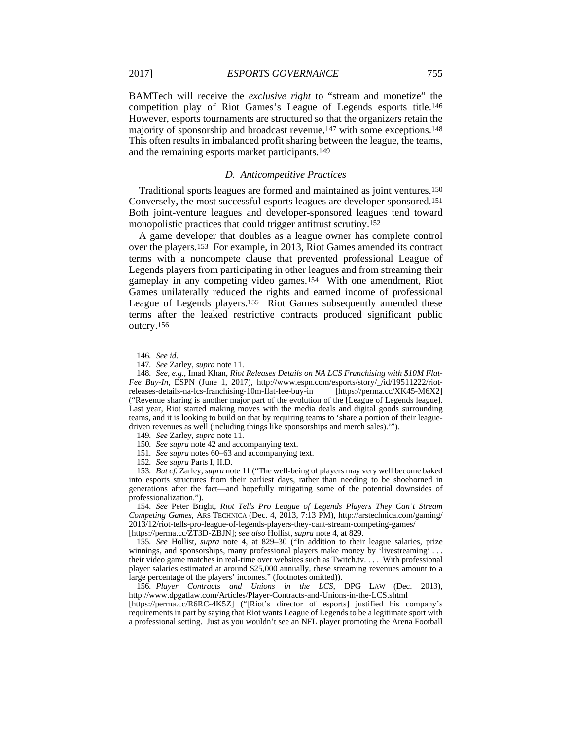BAMTech will receive the *exclusive right* to "stream and monetize" the competition play of Riot Games's League of Legends esports title.[146] However, esports tournaments are structured so that the organizers retain the majority of sponsorship and broadcast revenue,[147] with some exceptions.[148] This often results in imbalanced profit sharing between the league, the teams, and the remaining esports market participants.[149]

### *D. Anticompetitive Practices*

Traditional sports leagues are formed and maintained as joint ventures.[150] Conversely, the most successful esports leagues are developer sponsored.[151] Both joint-venture leagues and developer-sponsored leagues tend toward monopolistic practices that could trigger antitrust scrutiny.[152]

A game developer that doubles as a league owner has complete control over the players.[153] For example, in 2013, Riot Games amended its contract terms with a noncompete clause that prevented professional League of Legends players from participating in other leagues and from streaming their gameplay in any competing video games.[154] With one amendment, Riot Games unilaterally reduced the rights and earned income of professional League of Legends players.[155] Riot Games subsequently amended these terms after the leaked restrictive contracts produced significant public outcry.[156]

---

146. *See id.*

147. *See* Zarley, *supra* note 11.

148. *See, e.g.*, Imad Khan, *Riot Releases Details on NA LCS Franchising with $10M Flat-Fee Buy-In*, ESPN (June 1, 2017), http://www.espn.com/esports/story/_/id/19511222/riot-releases-details-na-lcs-franchising-10m-flat-fee-buy-in [https://perma.cc/XK45-M6X2] ("Revenue sharing is another major part of the evolution of the [League of Legends league]. Last year, Riot started making moves with the media deals and digital goods surrounding teams, and it is looking to build on that by requiring teams to 'share a portion of their league-driven revenues as well (including things like sponsorships and merch sales).'").

149. *See* Zarley, *supra* note 11.

150. *See supra* note 42 and accompanying text.

151. *See supra* notes 60–63 and accompanying text.

152. *See supra* Parts I, II.D.

153. *But cf.* Zarley, *supra* note 11 ("The well-being of players may very well become baked into esports structures from their earliest days, rather than needing to be shoehorned in generations after the fact—and hopefully mitigating some of the potential downsides of professionalization.").

154. *See* Peter Bright, *Riot Tells Pro League of Legends Players They Can't Stream Competing Games*, ARS TECHNICA (Dec. 4, 2013, 7:13 PM), http://arstechnica.com/gaming/2013/12/riot-tells-pro-league-of-legends-players-they-cant-stream-competing-games/ [https://perma.cc/ZT3D-ZBJN]; *see also* Hollist, *supra* note 4, at 829.

155. *See* Hollist, *supra* note 4, at 829–30 ("In addition to their league salaries, prize winnings, and sponsorships, many professional players make money by 'livestreaming' . . . their video game matches in real-time over websites such as Twitch.tv. . . . With professional player salaries estimated at around $25,000 annually, these streaming revenues amount to a large percentage of the players' incomes." (footnotes omitted)).

156. *Player Contracts and Unions in the LCS*, DPG LAW (Dec. 2013), http://www.dpgatlaw.com/Articles/Player-Contracts-and-Unions-in-the-LCS.shtml [https://perma.cc/R6RC-4K5Z] ("[Riot's director of esports] justified his company's requirements in part by saying that Riot wants League of Legends to be a legitimate sport with a professional setting. Just as you wouldn't see an NFL player promoting the Arena Football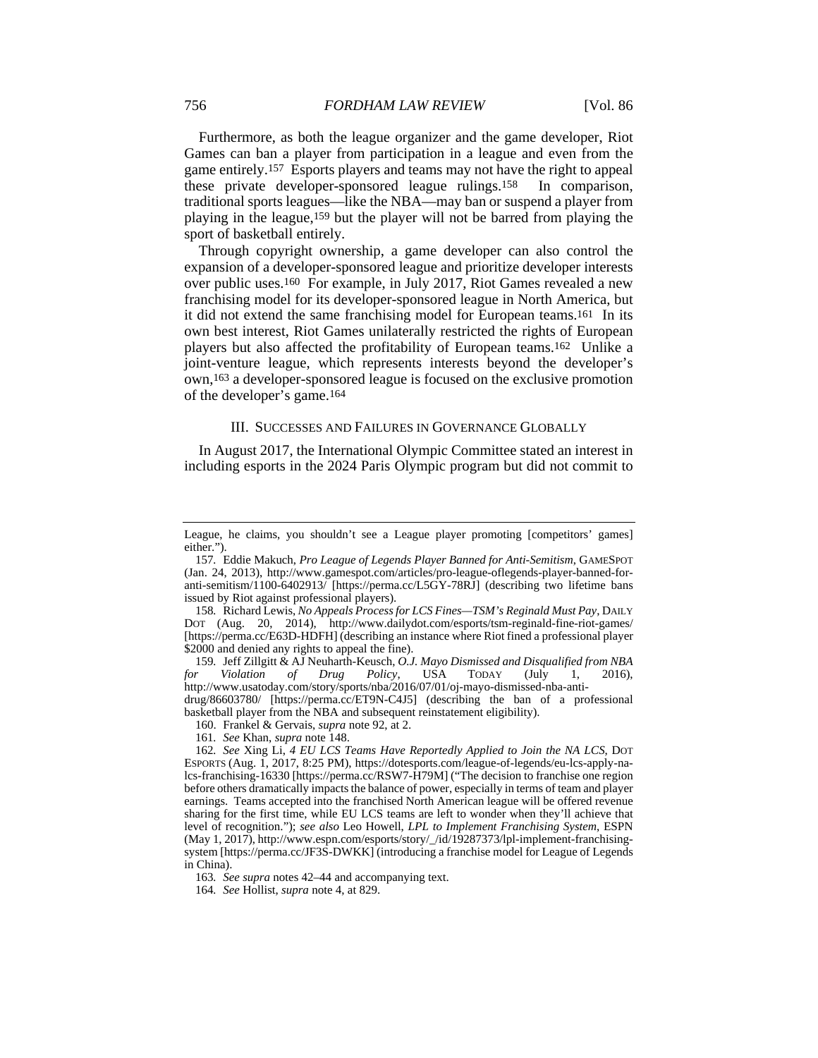Furthermore, as both the league organizer and the game developer, Riot Games can ban a player from participation in a league and even from the game entirely.[157] Esports players and teams may not have the right to appeal these private developer-sponsored league rulings.[158] In comparison, traditional sports leagues—like the NBA—may ban or suspend a player from playing in the league,[159] but the player will not be barred from playing the sport of basketball entirely.

Through copyright ownership, a game developer can also control the expansion of a developer-sponsored league and prioritize developer interests over public uses.[160] For example, in July 2017, Riot Games revealed a new franchising model for its developer-sponsored league in North America, but it did not extend the same franchising model for European teams.[161] In its own best interest, Riot Games unilaterally restricted the rights of European players but also affected the profitability of European teams.[162] Unlike a joint-venture league, which represents interests beyond the developer's own,[163] a developer-sponsored league is focused on the exclusive promotion of the developer's game.[164]

## III. SUCCESSES AND FAILURES IN GOVERNANCE GLOBALLY

In August 2017, the International Olympic Committee stated an interest in including esports in the 2024 Paris Olympic program but did not commit to

---

League, he claims, you shouldn't see a League player promoting [competitors' games] either.").

157. Eddie Makuch, *Pro League of Legends Player Banned for Anti-Semitism*, GAMESPOT (Jan. 24, 2013), http://www.gamespot.com/articles/pro-league-oflegends-player-banned-for-anti-semitism/1100-6402913/ [https://perma.cc/L5GY-78RJ] (describing two lifetime bans issued by Riot against professional players).

158. Richard Lewis, *No Appeals Process for LCS Fines—TSM's Reginald Must Pay*, DAILY DOT (Aug. 20, 2014), http://www.dailydot.com/esports/tsm-reginald-fine-riot-games/ [https://perma.cc/E63D-HDFH] (describing an instance where Riot fined a professional player $2000 and denied any rights to appeal the fine).

159. Jeff Zillgitt & AJ Neuharth-Keusch, *O.J. Mayo Dismissed and Disqualified from NBA for Violation of Drug Policy*, USA TODAY (July 1, 2016), http://www.usatoday.com/story/sports/nba/2016/07/01/oj-mayo-dismissed-nba-anti-drug/86603780/ [https://perma.cc/ET9N-C4J5] (describing the ban of a professional basketball player from the NBA and subsequent reinstatement eligibility).

160. Frankel & Gervais, *supra* note 92, at 2.

161. *See* Khan, *supra* note 148.

162. *See* Xing Li, *4 EU LCS Teams Have Reportedly Applied to Join the NA LCS*, DOT ESPORTS (Aug. 1, 2017, 8:25 PM), https://dotesports.com/league-of-legends/eu-lcs-apply-na-lcs-franchising-16330 [https://perma.cc/RSW7-H79M] ("The decision to franchise one region before others dramatically impacts the balance of power, especially in terms of team and player earnings. Teams accepted into the franchised North American league will be offered revenue sharing for the first time, while EU LCS teams are left to wonder when they'll achieve that level of recognition."); *see also* Leo Howell, *LPL to Implement Franchising System*, ESPN (May 1, 2017), http://www.espn.com/esports/story/_/id/19287373/lpl-implement-franchising-system [https://perma.cc/JF3S-DWKK] (introducing a franchise model for League of Legends in China).

163. *See supra* notes 42–44 and accompanying text.

164. *See* Hollist, *supra* note 4, at 829.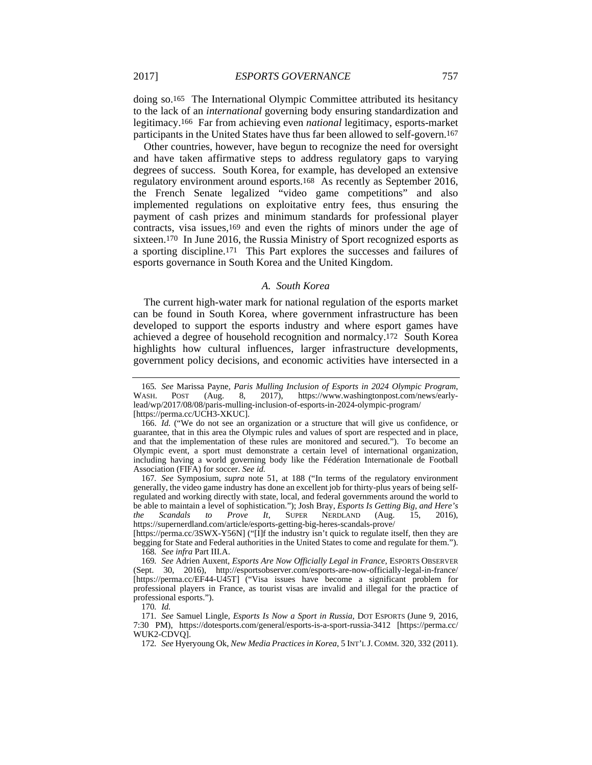doing so.[165] The International Olympic Committee attributed its hesitancy to the lack of an *international* governing body ensuring standardization and legitimacy.[166] Far from achieving even *national* legitimacy, esports-market participants in the United States have thus far been allowed to self-govern.[167]

Other countries, however, have begun to recognize the need for oversight and have taken affirmative steps to address regulatory gaps to varying degrees of success. South Korea, for example, has developed an extensive regulatory environment around esports.[168] As recently as September 2016, the French Senate legalized "video game competitions" and also implemented regulations on exploitative entry fees, thus ensuring the payment of cash prizes and minimum standards for professional player contracts, visa issues,[169] and even the rights of minors under the age of sixteen.[170] In June 2016, the Russia Ministry of Sport recognized esports as a sporting discipline.[171] This Part explores the successes and failures of esports governance in South Korea and the United Kingdom.

### *A. South Korea*

The current high-water mark for national regulation of the esports market can be found in South Korea, where government infrastructure has been developed to support the esports industry and where esport games have achieved a degree of household recognition and normalcy.[172] South Korea highlights how cultural influences, larger infrastructure developments, government policy decisions, and economic activities have intersected in a

---

165. *See* Marissa Payne, *Paris Mulling Inclusion of Esports in 2024 Olympic Program*, WASH. POST (Aug. 8, 2017), https://www.washingtonpost.com/news/early-lead/wp/2017/08/08/paris-mulling-inclusion-of-esports-in-2024-olympic-program/ [https://perma.cc/UCH3-XKUC].

166. *Id.* ("We do not see an organization or a structure that will give us confidence, or guarantee, that in this area the Olympic rules and values of sport are respected and in place, and that the implementation of these rules are monitored and secured."). To become an Olympic event, a sport must demonstrate a certain level of international organization, including having a world governing body like the Fédération Internationale de Football Association (FIFA) for soccer. *See id.*

167. *See* Symposium, *supra* note 51, at 188 ("In terms of the regulatory environment generally, the video game industry has done an excellent job for thirty-plus years of being self-regulated and working directly with state, local, and federal governments around the world to be able to maintain a level of sophistication."); Josh Bray, *Esports Is Getting Big, and Here's the Scandals to Prove It*, SUPER NERDLAND (Aug. 15, 2016), https://supernerdland.com/article/esports-getting-big-heres-scandals-prove/ [https://perma.cc/3SWX-Y56N] ("[I]f the industry isn't quick to regulate itself, then they are begging for State and Federal authorities in the United States to come and regulate for them.").

168. *See infra* Part III.A.

169. *See* Adrien Auxent, *Esports Are Now Officially Legal in France*, ESPORTS OBSERVER (Sept. 30, 2016), http://esportsobserver.com/esports-are-now-officially-legal-in-france/ [https://perma.cc/EF44-U45T] ("Visa issues have become a significant problem for professional players in France, as tourist visas are invalid and illegal for the practice of professional esports.").

170. *Id.*

171. *See* Samuel Lingle, *Esports Is Now a Sport in Russia*, DOT ESPORTS (June 9, 2016, 7:30 PM), https://dotesports.com/general/esports-is-a-sport-russia-3412 [https://perma.cc/WUK2-CDVQ].

172. *See* Hyeryoung Ok, *New Media Practices in Korea*, 5 INT'L J. COMM. 320, 332 (2011).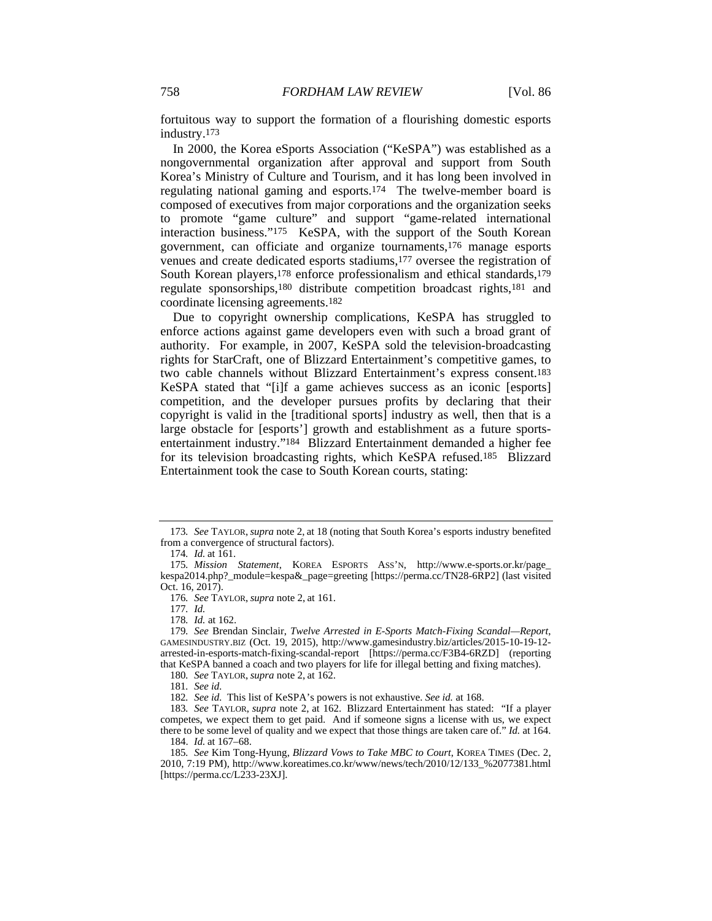fortuitous way to support the formation of a flourishing domestic esports industry.[173]

In 2000, the Korea eSports Association ("KeSPA") was established as a nongovernmental organization after approval and support from South Korea's Ministry of Culture and Tourism, and it has long been involved in regulating national gaming and esports.[174] The twelve-member board is composed of executives from major corporations and the organization seeks to promote "game culture" and support "game-related international interaction business."[175] KeSPA, with the support of the South Korean government, can officiate and organize tournaments,[176] manage esports venues and create dedicated esports stadiums,[177] oversee the registration of South Korean players,[178] enforce professionalism and ethical standards,[179] regulate sponsorships,[180] distribute competition broadcast rights,[181] and coordinate licensing agreements.[182]

Due to copyright ownership complications, KeSPA has struggled to enforce actions against game developers even with such a broad grant of authority. For example, in 2007, KeSPA sold the television-broadcasting rights for StarCraft, one of Blizzard Entertainment's competitive games, to two cable channels without Blizzard Entertainment's express consent.[183] KeSPA stated that "[i]f a game achieves success as an iconic [esports] competition, and the developer pursues profits by declaring that their copyright is valid in the [traditional sports] industry as well, then that is a large obstacle for [esports'] growth and establishment as a future sports-entertainment industry."[184] Blizzard Entertainment demanded a higher fee for its television broadcasting rights, which KeSPA refused.[185] Blizzard Entertainment took the case to South Korean courts, stating:

---

173. *See* TAYLOR, *supra* note 2, at 18 (noting that South Korea's esports industry benefited from a convergence of structural factors).

174. *Id.* at 161.

175. *Mission Statement*, KOREA ESPORTS ASS'N, http://www.e-sports.or.kr/page_kespa2014.php?_module=kespa&_page=greeting [https://perma.cc/TN28-6RP2] (last visited Oct. 16, 2017).

176. *See* TAYLOR, *supra* note 2, at 161.

177. *Id.*

178. *Id.* at 162.

179. *See* Brendan Sinclair, *Twelve Arrested in E-Sports Match-Fixing Scandal—Report*, GAMESINDUSTRY.BIZ (Oct. 19, 2015), http://www.gamesindustry.biz/articles/2015-10-19-12-arrested-in-esports-match-fixing-scandal-report [https://perma.cc/F3B4-6RZD] (reporting that KeSPA banned a coach and two players for life for illegal betting and fixing matches).

180. *See* TAYLOR, *supra* note 2, at 162.

181. *See id.*

182. *See id.* This list of KeSPA's powers is not exhaustive. *See id.* at 168.

183. *See* TAYLOR, *supra* note 2, at 162. Blizzard Entertainment has stated: "If a player competes, we expect them to get paid. And if someone signs a license with us, we expect there to be some level of quality and we expect that those things are taken care of." *Id.* at 164.

184. *Id.* at 167–68.

185. *See* Kim Tong-Hyung, *Blizzard Vows to Take MBC to Court*, KOREA TIMES (Dec. 2, 2010, 7:19 PM), http://www.koreatimes.co.kr/www/news/tech/2010/12/133_%2077381.html [https://perma.cc/L233-23XJ].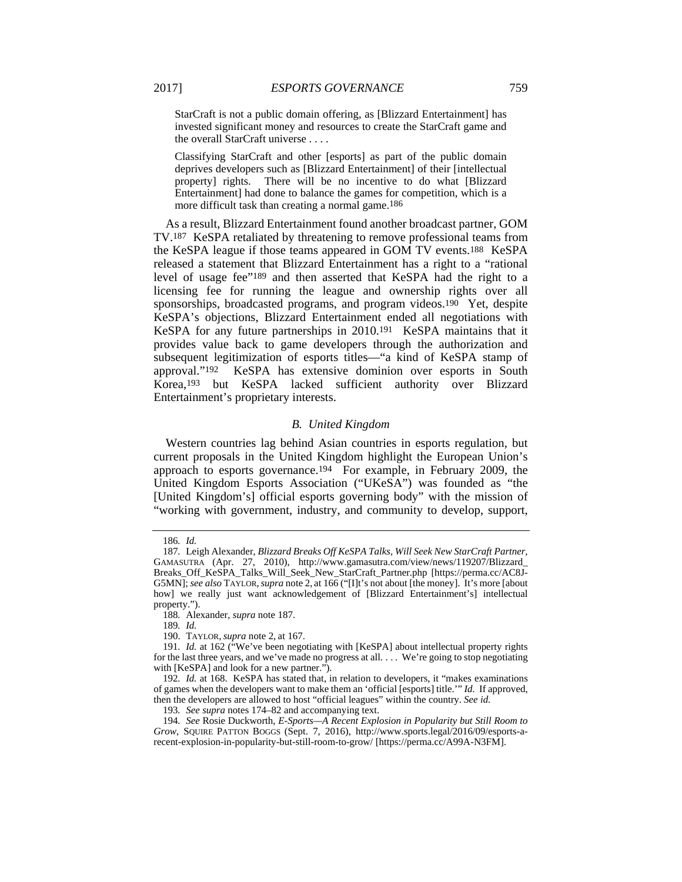> StarCraft is not a public domain offering, as [Blizzard Entertainment] has invested significant money and resources to create the StarCraft game and the overall StarCraft universe . . . .
>
> Classifying StarCraft and other [esports] as part of the public domain deprives developers such as [Blizzard Entertainment] of their [intellectual property] rights. There will be no incentive to do what [Blizzard Entertainment] had done to balance the games for competition, which is a more difficult task than creating a normal game.[186]

As a result, Blizzard Entertainment found another broadcast partner, GOM TV.[187] KeSPA retaliated by threatening to remove professional teams from the KeSPA league if those teams appeared in GOM TV events.[188] KeSPA released a statement that Blizzard Entertainment has a right to a "rational level of usage fee"[189] and then asserted that KeSPA had the right to a licensing fee for running the league and ownership rights over all sponsorships, broadcasted programs, and program videos.[190] Yet, despite KeSPA's objections, Blizzard Entertainment ended all negotiations with KeSPA for any future partnerships in 2010.[191] KeSPA maintains that it provides value back to game developers through the authorization and subsequent legitimization of esports titles—"a kind of KeSPA stamp of approval."[192] KeSPA has extensive dominion over esports in South Korea,[193] but KeSPA lacked sufficient authority over Blizzard Entertainment's proprietary interests.

### *B. United Kingdom*

Western countries lag behind Asian countries in esports regulation, but current proposals in the United Kingdom highlight the European Union's approach to esports governance.[194] For example, in February 2009, the United Kingdom Esports Association ("UKeSA") was founded as "the [United Kingdom's] official esports governing body" with the mission of "working with government, industry, and community to develop, support,

---

186. *Id.*

187. Leigh Alexander, *Blizzard Breaks Off KeSPA Talks, Will Seek New StarCraft Partner*, GAMASUTRA (Apr. 27, 2010), http://www.gamasutra.com/view/news/119207/Blizzard_Breaks_Off_KeSPA_Talks_Will_Seek_New_StarCraft_Partner.php [https://perma.cc/AC8J-G5MN]; *see also* TAYLOR, *supra* note 2, at 166 ("[I]t's not about [the money]. It's more [about how] we really just want acknowledgement of [Blizzard Entertainment's] intellectual property.").

188. Alexander, *supra* note 187.

189. *Id.*

190. TAYLOR, *supra* note 2, at 167.

191. *Id.* at 162 ("We've been negotiating with [KeSPA] about intellectual property rights for the last three years, and we've made no progress at all. . . . We're going to stop negotiating with [KeSPA] and look for a new partner.").

192. *Id.* at 168. KeSPA has stated that, in relation to developers, it "makes examinations of games when the developers want to make them an 'official [esports] title.'" *Id.* If approved, then the developers are allowed to host "official leagues" within the country. *See id.*

193. *See supra* notes 174–82 and accompanying text.

194. *See* Rosie Duckworth, *E-Sports—A Recent Explosion in Popularity but Still Room to Grow*, SQUIRE PATTON BOGGS (Sept. 7, 2016), http://www.sports.legal/2016/09/esports-a-recent-explosion-in-popularity-but-still-room-to-grow/ [https://perma.cc/A99A-N3FM].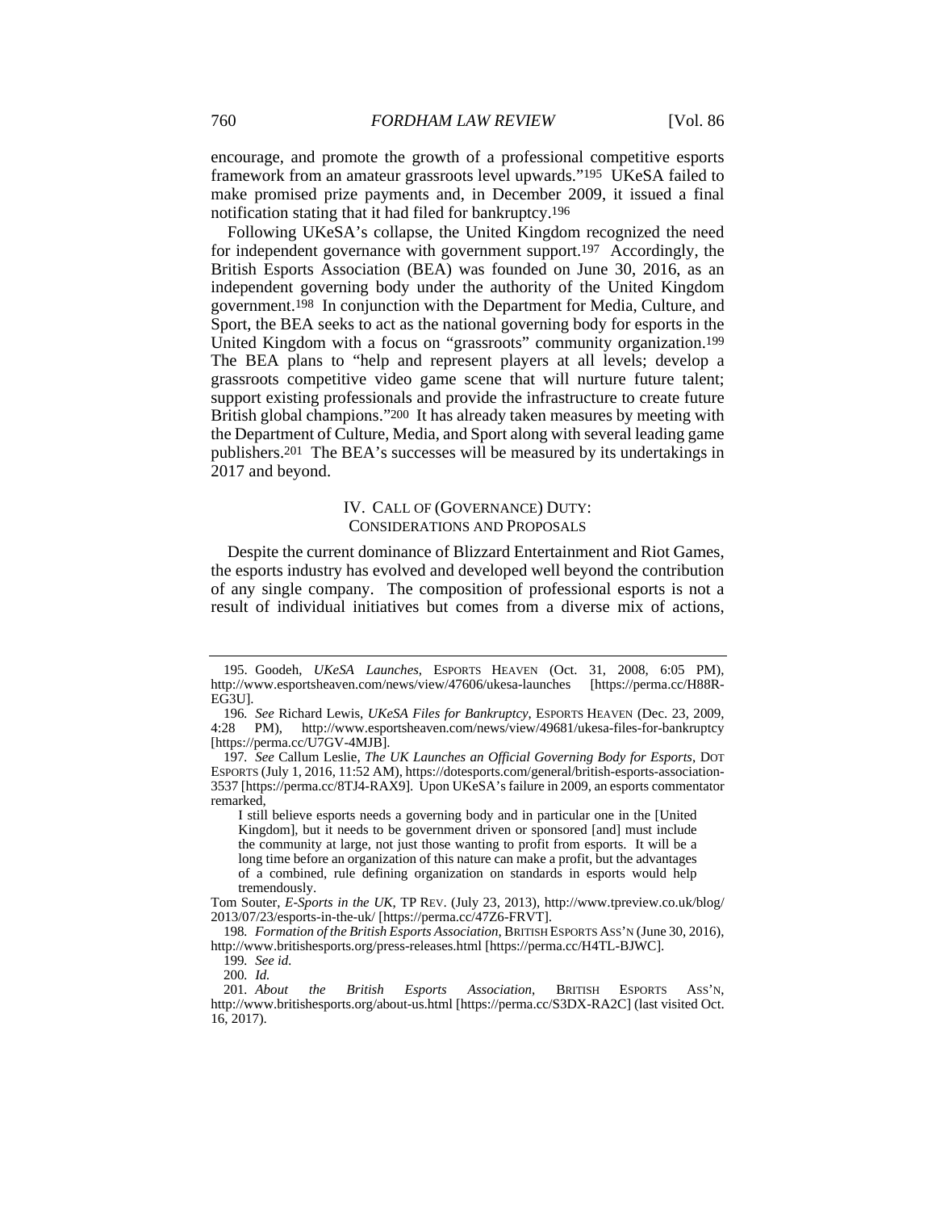encourage, and promote the growth of a professional competitive esports framework from an amateur grassroots level upwards."[195] UKeSA failed to make promised prize payments and, in December 2009, it issued a final notification stating that it had filed for bankruptcy.[196]

Following UKeSA's collapse, the United Kingdom recognized the need for independent governance with government support.[197] Accordingly, the British Esports Association (BEA) was founded on June 30, 2016, as an independent governing body under the authority of the United Kingdom government.[198] In conjunction with the Department for Media, Culture, and Sport, the BEA seeks to act as the national governing body for esports in the United Kingdom with a focus on "grassroots" community organization.[199] The BEA plans to "help and represent players at all levels; develop a grassroots competitive video game scene that will nurture future talent; support existing professionals and provide the infrastructure to create future British global champions."[200] It has already taken measures by meeting with the Department of Culture, Media, and Sport along with several leading game publishers.[201] The BEA's successes will be measured by its undertakings in 2017 and beyond.

## IV. CALL OF (GOVERNANCE) DUTY: CONSIDERATIONS AND PROPOSALS

Despite the current dominance of Blizzard Entertainment and Riot Games, the esports industry has evolved and developed well beyond the contribution of any single company. The composition of professional esports is not a result of individual initiatives but comes from a diverse mix of actions,

---

195. Goodeh, *UKeSA Launches*, ESPORTS HEAVEN (Oct. 31, 2008, 6:05 PM), http://www.esportsheaven.com/news/view/47606/ukesa-launches [https://perma.cc/H88R-EG3U].

196. *See* Richard Lewis, *UKeSA Files for Bankruptcy*, ESPORTS HEAVEN (Dec. 23, 2009, 4:28 PM), http://www.esportsheaven.com/news/view/49681/ukesa-files-for-bankruptcy [https://perma.cc/U7GV-4MJB].

197. *See* Callum Leslie, *The UK Launches an Official Governing Body for Esports*, DOT ESPORTS (July 1, 2016, 11:52 AM), https://dotesports.com/general/british-esports-association-3537 [https://perma.cc/8TJ4-RAX9]. Upon UKeSA's failure in 2009, an esports commentator remarked,

> I still believe esports needs a governing body and in particular one in the [United Kingdom], but it needs to be government driven or sponsored [and] must include the community at large, not just those wanting to profit from esports. It will be a long time before an organization of this nature can make a profit, but the advantages of a combined, rule defining organization on standards in esports would help tremendously.

Tom Souter, *E-Sports in the UK*, TP REV. (July 23, 2013), http://www.tpreview.co.uk/blog/2013/07/23/esports-in-the-uk/ [https://perma.cc/47Z6-FRVT].

198. *Formation of the British Esports Association*, BRITISH ESPORTS ASS'N (June 30, 2016), http://www.britishesports.org/press-releases.html [https://perma.cc/H4TL-BJWC].

199. *See id.*

200. *Id.*

201. *About the British Esports Association*, BRITISH ESPORTS ASS'N, http://www.britishesports.org/about-us.html [https://perma.cc/S3DX-RA2C] (last visited Oct. 16, 2017).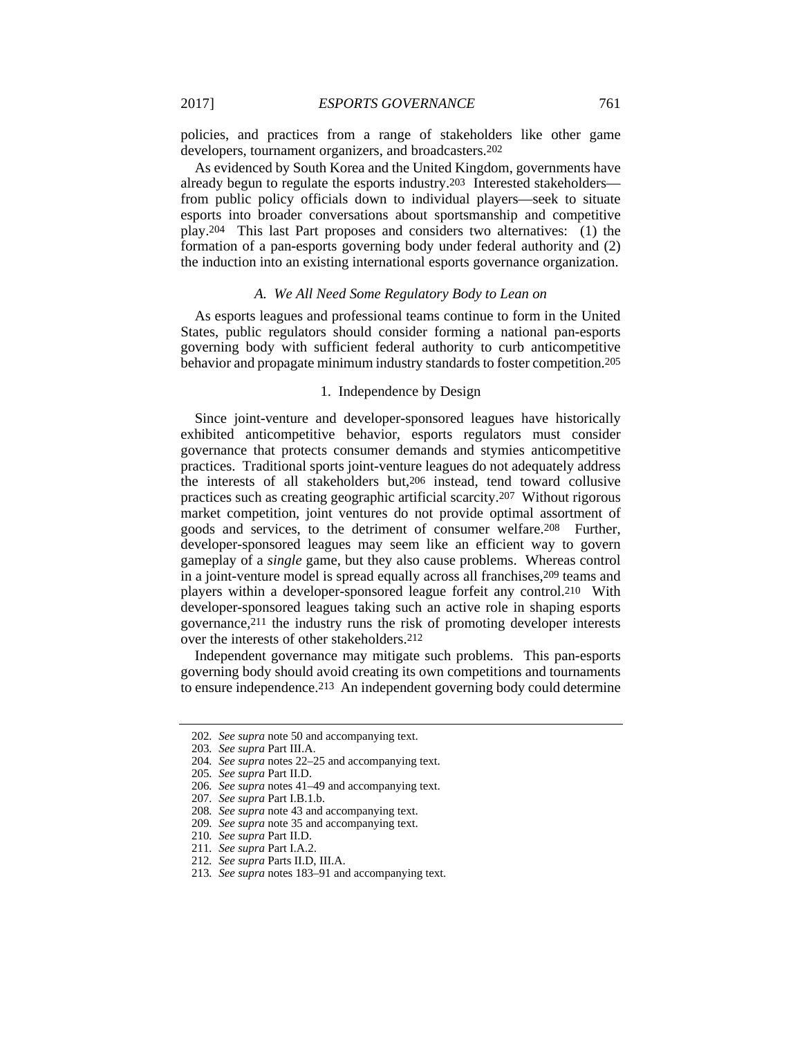policies, and practices from a range of stakeholders like other game developers, tournament organizers, and broadcasters.[202]

As evidenced by South Korea and the United Kingdom, governments have already begun to regulate the esports industry.[203] Interested stakeholders—from public policy officials down to individual players—seek to situate esports into broader conversations about sportsmanship and competitive play.[204] This last Part proposes and considers two alternatives: (1) the formation of a pan-esports governing body under federal authority and (2) the induction into an existing international esports governance organization.

### *A. We All Need Some Regulatory Body to Lean on*

As esports leagues and professional teams continue to form in the United States, public regulators should consider forming a national pan-esports governing body with sufficient federal authority to curb anticompetitive behavior and propagate minimum industry standards to foster competition.[205]

#### 1. Independence by Design

Since joint-venture and developer-sponsored leagues have historically exhibited anticompetitive behavior, esports regulators must consider governance that protects consumer demands and stymies anticompetitive practices. Traditional sports joint-venture leagues do not adequately address the interests of all stakeholders but,[206] instead, tend toward collusive practices such as creating geographic artificial scarcity.[207] Without rigorous market competition, joint ventures do not provide optimal assortment of goods and services, to the detriment of consumer welfare.[208] Further, developer-sponsored leagues may seem like an efficient way to govern gameplay of a *single* game, but they also cause problems. Whereas control in a joint-venture model is spread equally across all franchises,[209] teams and players within a developer-sponsored league forfeit any control.[210] With developer-sponsored leagues taking such an active role in shaping esports governance,[211] the industry runs the risk of promoting developer interests over the interests of other stakeholders.[212]

Independent governance may mitigate such problems. This pan-esports governing body should avoid creating its own competitions and tournaments to ensure independence.[213] An independent governing body could determine

---

202. *See supra* note 50 and accompanying text.
203. *See supra* Part III.A.
204. *See supra* notes 22–25 and accompanying text.
205. *See supra* Part II.D.
206. *See supra* notes 41–49 and accompanying text.
207. *See supra* Part I.B.1.b.
208. *See supra* note 43 and accompanying text.
209. *See supra* note 35 and accompanying text.
210. *See supra* Part II.D.
211. *See supra* Part I.A.2.
212. *See supra* Parts II.D, III.A.
213. *See supra* notes 183–91 and accompanying text.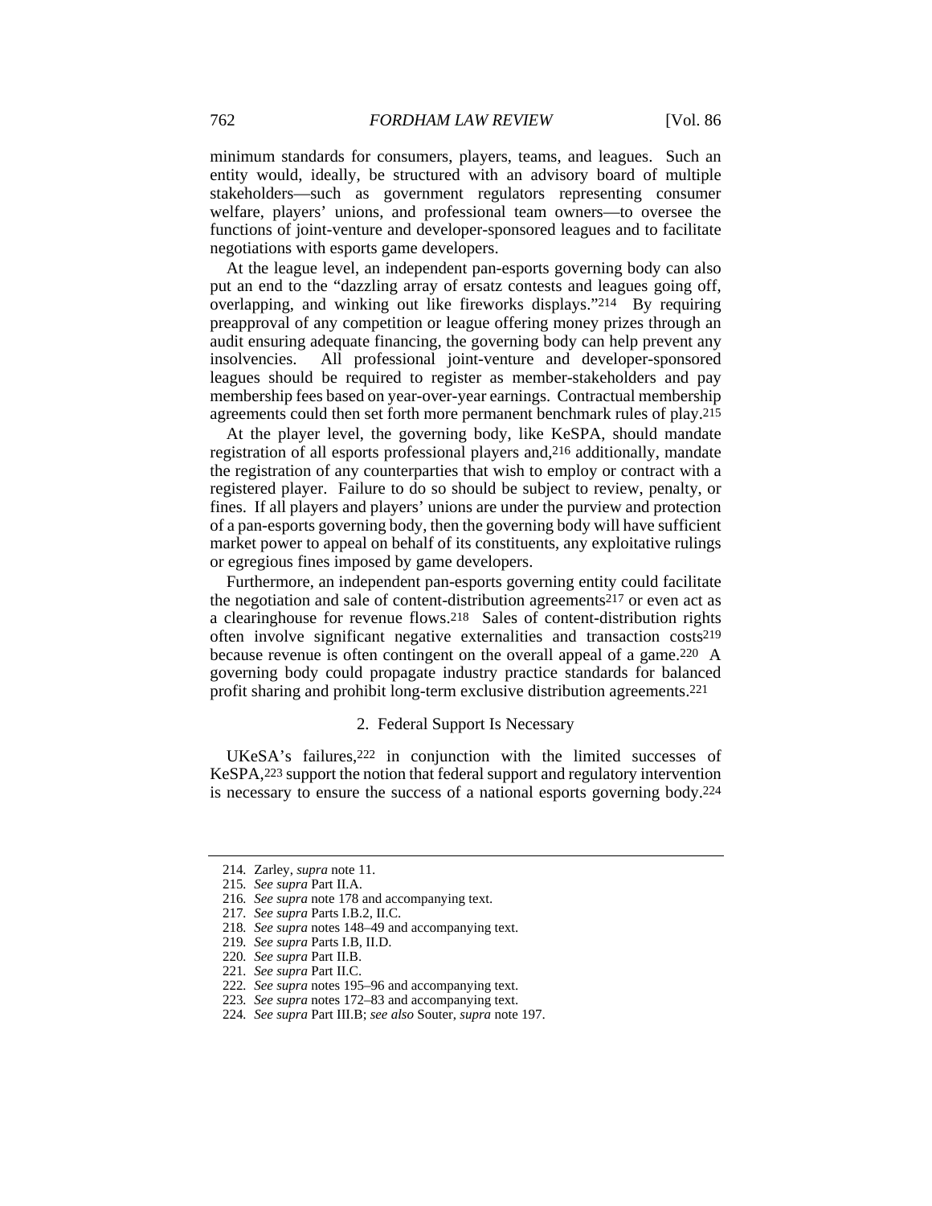minimum standards for consumers, players, teams, and leagues. Such an entity would, ideally, be structured with an advisory board of multiple stakeholders—such as government regulators representing consumer welfare, players' unions, and professional team owners—to oversee the functions of joint-venture and developer-sponsored leagues and to facilitate negotiations with esports game developers.

At the league level, an independent pan-esports governing body can also put an end to the "dazzling array of ersatz contests and leagues going off, overlapping, and winking out like fireworks displays."[214] By requiring preapproval of any competition or league offering money prizes through an audit ensuring adequate financing, the governing body can help prevent any insolvencies. All professional joint-venture and developer-sponsored leagues should be required to register as member-stakeholders and pay membership fees based on year-over-year earnings. Contractual membership agreements could then set forth more permanent benchmark rules of play.[215]

At the player level, the governing body, like KeSPA, should mandate registration of all esports professional players and,[216] additionally, mandate the registration of any counterparties that wish to employ or contract with a registered player. Failure to do so should be subject to review, penalty, or fines. If all players and players' unions are under the purview and protection of a pan-esports governing body, then the governing body will have sufficient market power to appeal on behalf of its constituents, any exploitative rulings or egregious fines imposed by game developers.

Furthermore, an independent pan-esports governing entity could facilitate the negotiation and sale of content-distribution agreements[217] or even act as a clearinghouse for revenue flows.[218] Sales of content-distribution rights often involve significant negative externalities and transaction costs[219] because revenue is often contingent on the overall appeal of a game.[220] A governing body could propagate industry practice standards for balanced profit sharing and prohibit long-term exclusive distribution agreements.[221]

### 2. Federal Support Is Necessary

UKeSA's failures,[222] in conjunction with the limited successes of KeSPA,[223] support the notion that federal support and regulatory intervention is necessary to ensure the success of a national esports governing body.[224]

---

214. Zarley, *supra* note 11.

215. *See supra* Part II.A.

216. *See supra* note 178 and accompanying text.

217. *See supra* Parts I.B.2, II.C.

218. *See supra* notes 148–49 and accompanying text.

219. *See supra* Parts I.B, II.D.

220. *See supra* Part II.B.

221. *See supra* Part II.C.

222. *See supra* notes 195–96 and accompanying text.

223. *See supra* notes 172–83 and accompanying text.

224. *See supra* Part III.B; *see also* Souter, *supra* note 197.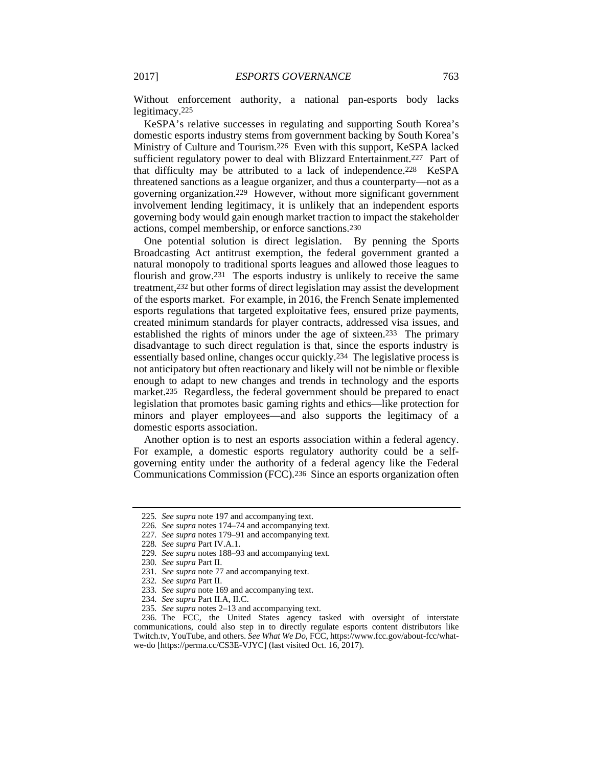Without enforcement authority, a national pan-esports body lacks legitimacy.[225]

KeSPA's relative successes in regulating and supporting South Korea's domestic esports industry stems from government backing by South Korea's Ministry of Culture and Tourism.[226] Even with this support, KeSPA lacked sufficient regulatory power to deal with Blizzard Entertainment.[227] Part of that difficulty may be attributed to a lack of independence.[228] KeSPA threatened sanctions as a league organizer, and thus a counterparty—not as a governing organization.[229] However, without more significant government involvement lending legitimacy, it is unlikely that an independent esports governing body would gain enough market traction to impact the stakeholder actions, compel membership, or enforce sanctions.[230]

One potential solution is direct legislation. By penning the Sports Broadcasting Act antitrust exemption, the federal government granted a natural monopoly to traditional sports leagues and allowed those leagues to flourish and grow.[231] The esports industry is unlikely to receive the same treatment,[232] but other forms of direct legislation may assist the development of the esports market. For example, in 2016, the French Senate implemented esports regulations that targeted exploitative fees, ensured prize payments, created minimum standards for player contracts, addressed visa issues, and established the rights of minors under the age of sixteen.[233] The primary disadvantage to such direct regulation is that, since the esports industry is essentially based online, changes occur quickly.[234] The legislative process is not anticipatory but often reactionary and likely will not be nimble or flexible enough to adapt to new changes and trends in technology and the esports market.[235] Regardless, the federal government should be prepared to enact legislation that promotes basic gaming rights and ethics—like protection for minors and player employees—and also supports the legitimacy of a domestic esports association.

Another option is to nest an esports association within a federal agency. For example, a domestic esports regulatory authority could be a self-governing entity under the authority of a federal agency like the Federal Communications Commission (FCC).[236] Since an esports organization often

---

225. *See supra* note 197 and accompanying text.

226. *See supra* notes 174–74 and accompanying text.

227. *See supra* notes 179–91 and accompanying text.

228. *See supra* Part IV.A.1.

229. *See supra* notes 188–93 and accompanying text.

230. *See supra* Part II.

231. *See supra* note 77 and accompanying text.

232. *See supra* Part II.

233. *See supra* note 169 and accompanying text.

234. *See supra* Part II.A, II.C.

235. *See supra* notes 2–13 and accompanying text.

236. The FCC, the United States agency tasked with oversight of interstate communications, could also step in to directly regulate esports content distributors like Twitch.tv, YouTube, and others. *See What We Do*, FCC, https://www.fcc.gov/about-fcc/what-we-do [https://perma.cc/CS3E-VJYC] (last visited Oct. 16, 2017).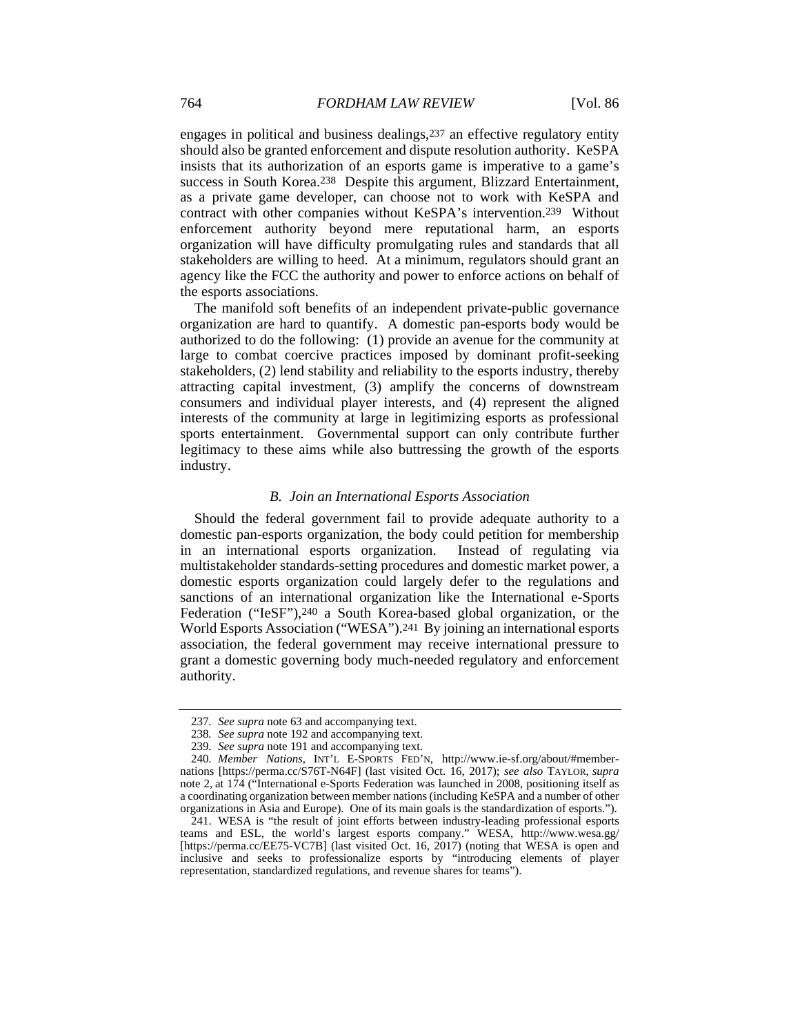engages in political and business dealings,[237] an effective regulatory entity should also be granted enforcement and dispute resolution authority. KeSPA insists that its authorization of an esports game is imperative to a game's success in South Korea.[238] Despite this argument, Blizzard Entertainment, as a private game developer, can choose not to work with KeSPA and contract with other companies without KeSPA's intervention.[239] Without enforcement authority beyond mere reputational harm, an esports organization will have difficulty promulgating rules and standards that all stakeholders are willing to heed. At a minimum, regulators should grant an agency like the FCC the authority and power to enforce actions on behalf of the esports associations.

The manifold soft benefits of an independent private-public governance organization are hard to quantify. A domestic pan-esports body would be authorized to do the following: (1) provide an avenue for the community at large to combat coercive practices imposed by dominant profit-seeking stakeholders, (2) lend stability and reliability to the esports industry, thereby attracting capital investment, (3) amplify the concerns of downstream consumers and individual player interests, and (4) represent the aligned interests of the community at large in legitimizing esports as professional sports entertainment. Governmental support can only contribute further legitimacy to these aims while also buttressing the growth of the esports industry.

### *B. Join an International Esports Association*

Should the federal government fail to provide adequate authority to a domestic pan-esports organization, the body could petition for membership in an international esports organization. Instead of regulating via multistakeholder standards-setting procedures and domestic market power, a domestic esports organization could largely defer to the regulations and sanctions of an international organization like the International e-Sports Federation ("IeSF"),[240] a South Korea-based global organization, or the World Esports Association ("WESA").[241] By joining an international esports association, the federal government may receive international pressure to grant a domestic governing body much-needed regulatory and enforcement authority.

---

237. *See supra* note 63 and accompanying text.

238. *See supra* note 192 and accompanying text.

239. *See supra* note 191 and accompanying text.

240. *Member Nations*, INT'L E-SPORTS FED'N, http://www.ie-sf.org/about/#member-nations [https://perma.cc/S76T-N64F] (last visited Oct. 16, 2017); *see also* TAYLOR, *supra* note 2, at 174 ("International e-Sports Federation was launched in 2008, positioning itself as a coordinating organization between member nations (including KeSPA and a number of other organizations in Asia and Europe). One of its main goals is the standardization of esports.").

241. WESA is "the result of joint efforts between industry-leading professional esports teams and ESL, the world's largest esports company." WESA, http://www.wesa.gg/ [https://perma.cc/EE75-VC7B] (last visited Oct. 16, 2017) (noting that WESA is open and inclusive and seeks to professionalize esports by "introducing elements of player representation, standardized regulations, and revenue shares for teams").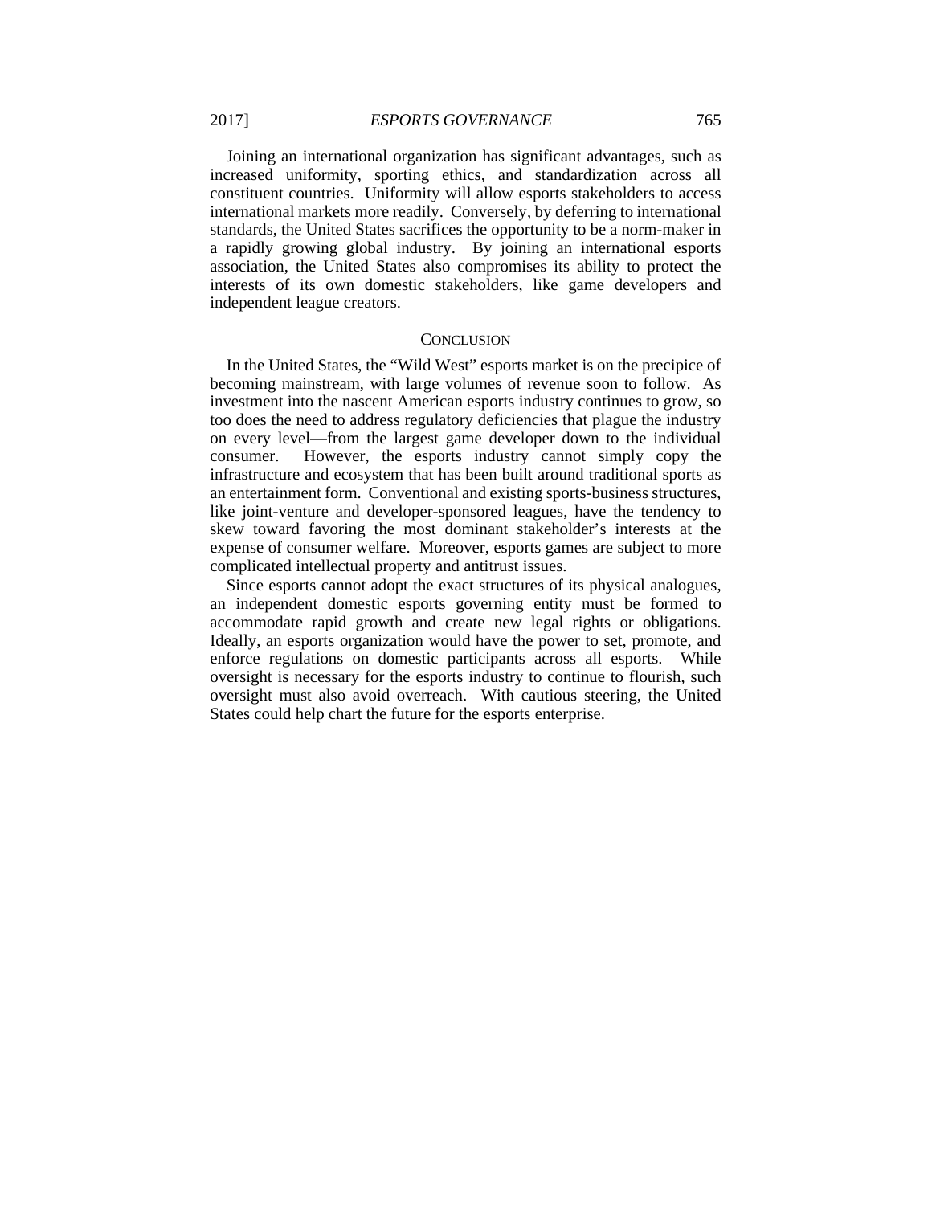Joining an international organization has significant advantages, such as increased uniformity, sporting ethics, and standardization across all constituent countries. Uniformity will allow esports stakeholders to access international markets more readily. Conversely, by deferring to international standards, the United States sacrifices the opportunity to be a norm-maker in a rapidly growing global industry. By joining an international esports association, the United States also compromises its ability to protect the interests of its own domestic stakeholders, like game developers and independent league creators.

## CONCLUSION

In the United States, the "Wild West" esports market is on the precipice of becoming mainstream, with large volumes of revenue soon to follow. As investment into the nascent American esports industry continues to grow, so too does the need to address regulatory deficiencies that plague the industry on every level—from the largest game developer down to the individual consumer. However, the esports industry cannot simply copy the infrastructure and ecosystem that has been built around traditional sports as an entertainment form. Conventional and existing sports-business structures, like joint-venture and developer-sponsored leagues, have the tendency to skew toward favoring the most dominant stakeholder's interests at the expense of consumer welfare. Moreover, esports games are subject to more complicated intellectual property and antitrust issues.

Since esports cannot adopt the exact structures of its physical analogues, an independent domestic esports governing entity must be formed to accommodate rapid growth and create new legal rights or obligations. Ideally, an esports organization would have the power to set, promote, and enforce regulations on domestic participants across all esports. While oversight is necessary for the esports industry to continue to flourish, such oversight must also avoid overreach. With cautious steering, the United States could help chart the future for the esports enterprise.